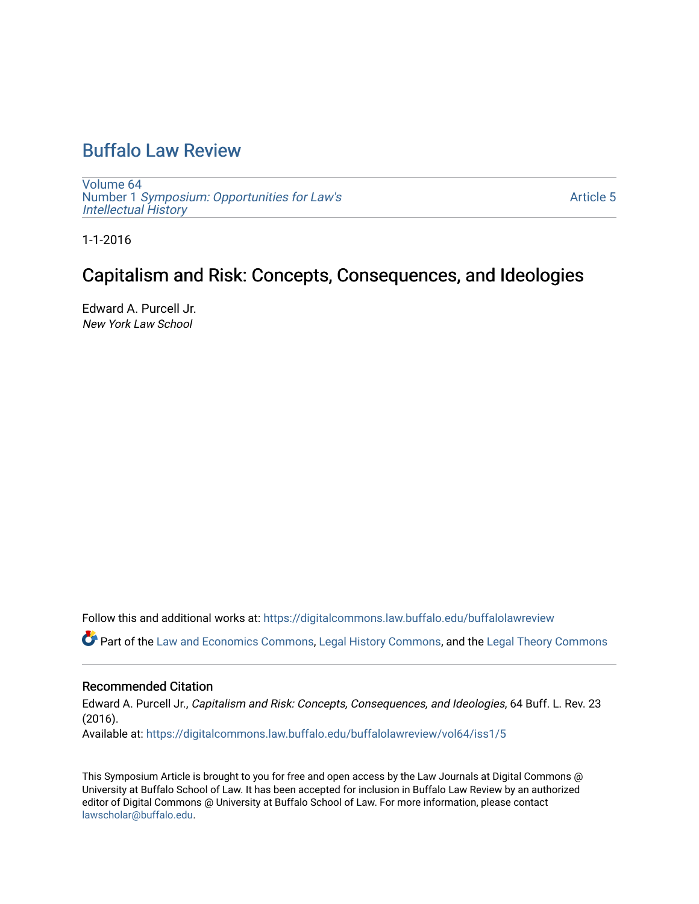# Buffalo Law Review

Volume 64
Number 1 *Symposium: Opportunities for Law's Intellectual History*

Article 5

1-1-2016

## Capitalism and Risk: Concepts, Consequences, and Ideologies

Edward A. Purcell Jr.
*New York Law School*

Follow this and additional works at: https://digitalcommons.law.buffalo.edu/buffalolawreview

Part of the Law and Economics Commons, Legal History Commons, and the Legal Theory Commons

### Recommended Citation

Edward A. Purcell Jr., *Capitalism and Risk: Concepts, Consequences, and Ideologies*, 64 Buff. L. Rev. 23 (2016).
Available at: https://digitalcommons.law.buffalo.edu/buffalolawreview/vol64/iss1/5

This Symposium Article is brought to you for free and open access by the Law Journals at Digital Commons @ University at Buffalo School of Law. It has been accepted for inclusion in Buffalo Law Review by an authorized editor of Digital Commons @ University at Buffalo School of Law. For more information, please contact lawscholar@buffalo.edu.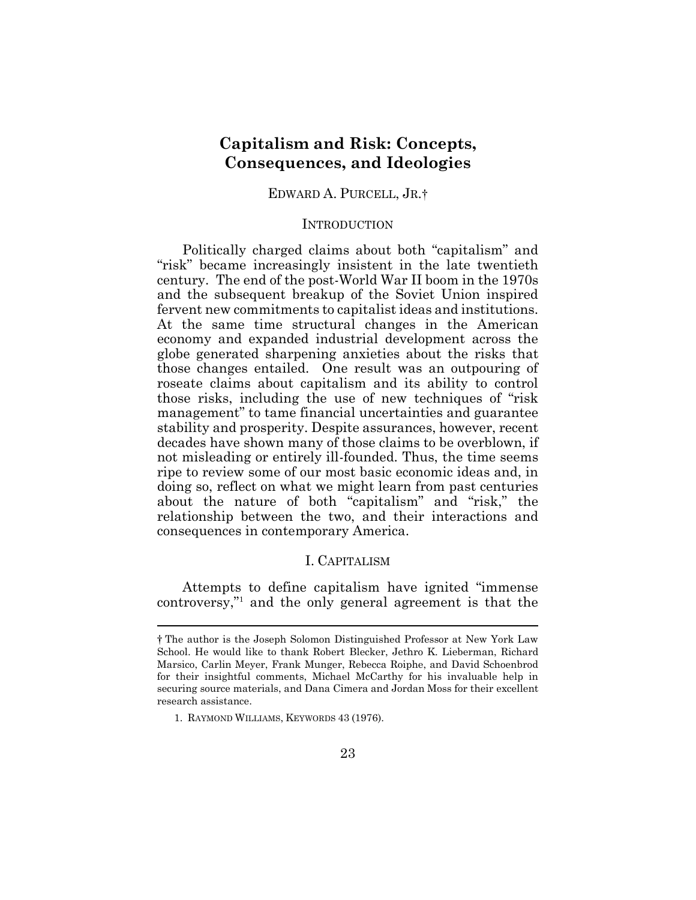# Capitalism and Risk: Concepts, Consequences, and Ideologies

EDWARD A. PURCELL, JR.†

## INTRODUCTION

Politically charged claims about both "capitalism" and "risk" became increasingly insistent in the late twentieth century. The end of the post-World War II boom in the 1970s and the subsequent breakup of the Soviet Union inspired fervent new commitments to capitalist ideas and institutions. At the same time structural changes in the American economy and expanded industrial development across the globe generated sharpening anxieties about the risks that those changes entailed. One result was an outpouring of roseate claims about capitalism and its ability to control those risks, including the use of new techniques of "risk management" to tame financial uncertainties and guarantee stability and prosperity. Despite assurances, however, recent decades have shown many of those claims to be overblown, if not misleading or entirely ill-founded. Thus, the time seems ripe to review some of our most basic economic ideas and, in doing so, reflect on what we might learn from past centuries about the nature of both "capitalism" and "risk," the relationship between the two, and their interactions and consequences in contemporary America.

## I. CAPITALISM

Attempts to define capitalism have ignited "immense controversy,"[1] and the only general agreement is that the

---

† The author is the Joseph Solomon Distinguished Professor at New York Law School. He would like to thank Robert Blecker, Jethro K. Lieberman, Richard Marsico, Carlin Meyer, Frank Munger, Rebecca Roiphe, and David Schoenbrod for their insightful comments, Michael McCarthy for his invaluable help in securing source materials, and Dana Cimera and Jordan Moss for their excellent research assistance.

1. RAYMOND WILLIAMS, KEYWORDS 43 (1976).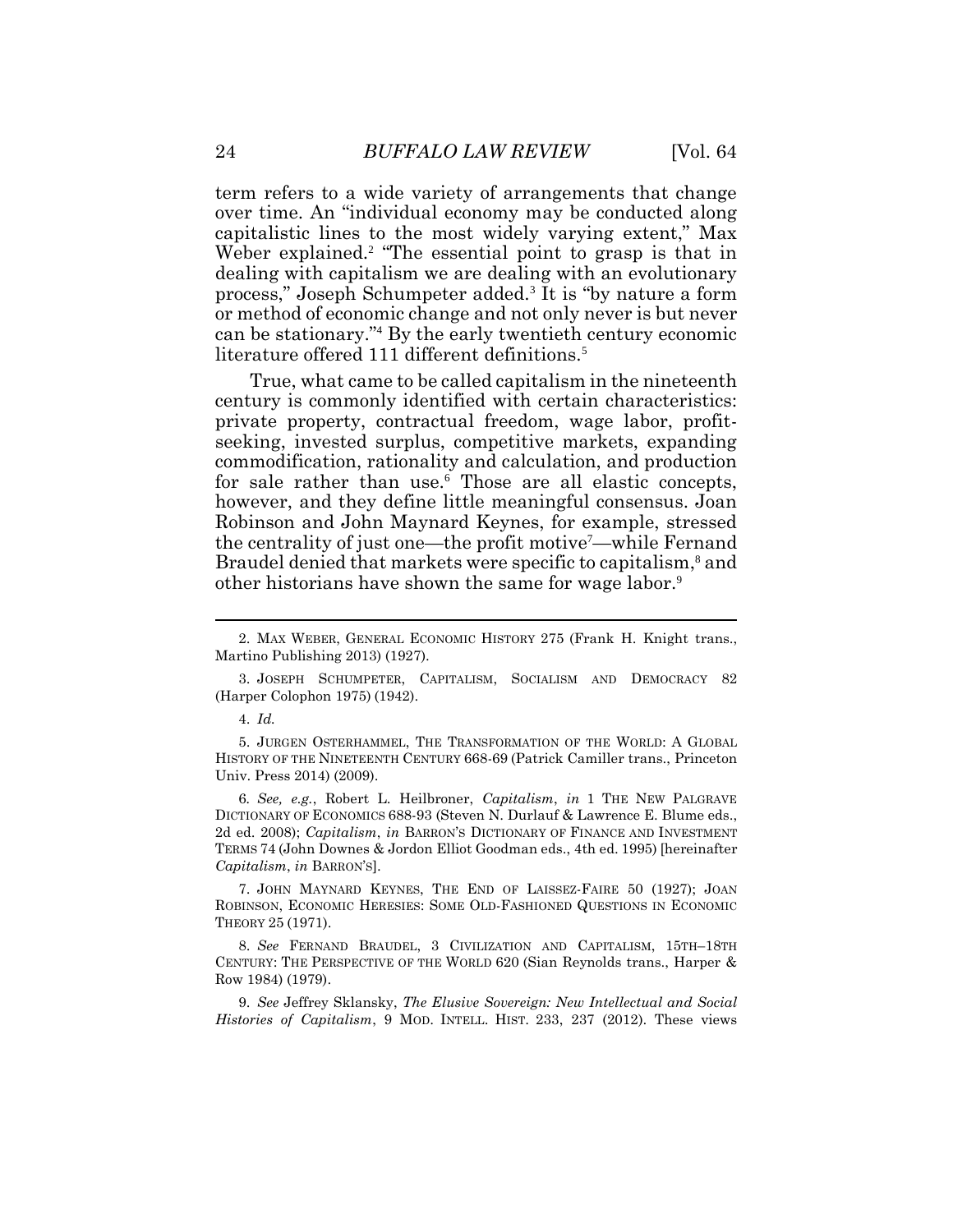term refers to a wide variety of arrangements that change over time. An "individual economy may be conducted along capitalistic lines to the most widely varying extent," Max Weber explained.[2] "The essential point to grasp is that in dealing with capitalism we are dealing with an evolutionary process," Joseph Schumpeter added.[3] It is "by nature a form or method of economic change and not only never is but never can be stationary."[4] By the early twentieth century economic literature offered 111 different definitions.[5]

True, what came to be called capitalism in the nineteenth century is commonly identified with certain characteristics: private property, contractual freedom, wage labor, profit-seeking, invested surplus, competitive markets, expanding commodification, rationality and calculation, and production for sale rather than use.[6] Those are all elastic concepts, however, and they define little meaningful consensus. Joan Robinson and John Maynard Keynes, for example, stressed the centrality of just one—the profit motive[7]—while Fernand Braudel denied that markets were specific to capitalism,[8] and other historians have shown the same for wage labor.[9]

---

2. MAX WEBER, GENERAL ECONOMIC HISTORY 275 (Frank H. Knight trans., Martino Publishing 2013) (1927).

3. JOSEPH SCHUMPETER, CAPITALISM, SOCIALISM AND DEMOCRACY 82 (Harper Colophon 1975) (1942).

4. *Id.*

5. JURGEN OSTERHAMMEL, THE TRANSFORMATION OF THE WORLD: A GLOBAL HISTORY OF THE NINETEENTH CENTURY 668-69 (Patrick Camiller trans., Princeton Univ. Press 2014) (2009).

6. *See, e.g.*, Robert L. Heilbroner, *Capitalism*, *in* 1 THE NEW PALGRAVE DICTIONARY OF ECONOMICS 688-93 (Steven N. Durlauf & Lawrence E. Blume eds., 2d ed. 2008); *Capitalism*, *in* BARRON'S DICTIONARY OF FINANCE AND INVESTMENT TERMS 74 (John Downes & Jordon Elliot Goodman eds., 4th ed. 1995) [hereinafter *Capitalism*, *in* BARRON'S].

7. JOHN MAYNARD KEYNES, THE END OF LAISSEZ-FAIRE 50 (1927); JOAN ROBINSON, ECONOMIC HERESIES: SOME OLD-FASHIONED QUESTIONS IN ECONOMIC THEORY 25 (1971).

8. *See* FERNAND BRAUDEL, 3 CIVILIZATION AND CAPITALISM, 15TH–18TH CENTURY: THE PERSPECTIVE OF THE WORLD 620 (Sian Reynolds trans., Harper & Row 1984) (1979).

9. *See* Jeffrey Sklansky, *The Elusive Sovereign: New Intellectual and Social Histories of Capitalism*, 9 MOD. INTELL. HIST. 233, 237 (2012). These views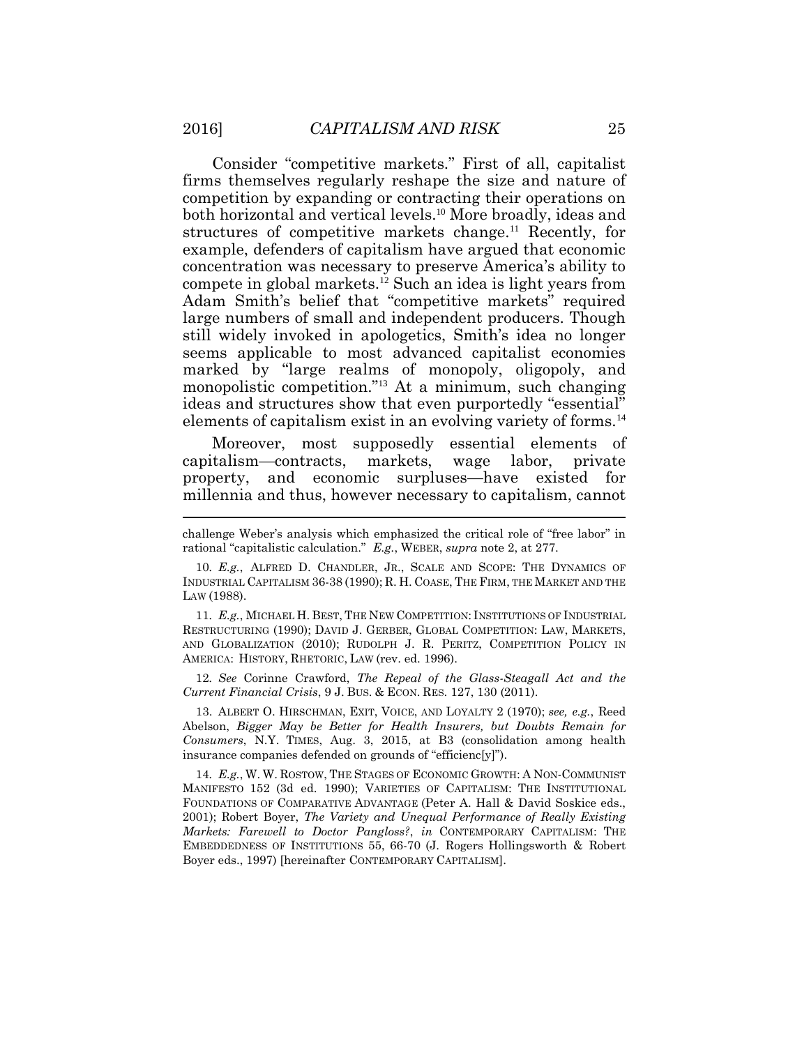Consider "competitive markets." First of all, capitalist firms themselves regularly reshape the size and nature of competition by expanding or contracting their operations on both horizontal and vertical levels.[10] More broadly, ideas and structures of competitive markets change.[11] Recently, for example, defenders of capitalism have argued that economic concentration was necessary to preserve America's ability to compete in global markets.[12] Such an idea is light years from Adam Smith's belief that "competitive markets" required large numbers of small and independent producers. Though still widely invoked in apologetics, Smith's idea no longer seems applicable to most advanced capitalist economies marked by "large realms of monopoly, oligopoly, and monopolistic competition."[13] At a minimum, such changing ideas and structures show that even purportedly "essential" elements of capitalism exist in an evolving variety of forms.[14]

Moreover, most supposedly essential elements of capitalism—contracts, markets, wage labor, private property, and economic surpluses—have existed for millennia and thus, however necessary to capitalism, cannot

---

challenge Weber's analysis which emphasized the critical role of "free labor" in rational "capitalistic calculation." *E.g.*, WEBER, *supra* note 2, at 277.

10. *E.g.*, ALFRED D. CHANDLER, JR., SCALE AND SCOPE: THE DYNAMICS OF INDUSTRIAL CAPITALISM 36-38 (1990); R. H. COASE, THE FIRM, THE MARKET AND THE LAW (1988).

11. *E.g.*, MICHAEL H. BEST, THE NEW COMPETITION: INSTITUTIONS OF INDUSTRIAL RESTRUCTURING (1990); DAVID J. GERBER, GLOBAL COMPETITION: LAW, MARKETS, AND GLOBALIZATION (2010); RUDOLPH J. R. PERITZ, COMPETITION POLICY IN AMERICA: HISTORY, RHETORIC, LAW (rev. ed. 1996).

12. *See* Corinne Crawford, *The Repeal of the Glass-Steagall Act and the Current Financial Crisis*, 9 J. BUS. & ECON. RES. 127, 130 (2011).

13. ALBERT O. HIRSCHMAN, EXIT, VOICE, AND LOYALTY 2 (1970); *see, e.g.*, Reed Abelson, *Bigger May be Better for Health Insurers, but Doubts Remain for Consumers*, N.Y. TIMES, Aug. 3, 2015, at B3 (consolidation among health insurance companies defended on grounds of "efficienc[y]").

14. *E.g.*, W. W. ROSTOW, THE STAGES OF ECONOMIC GROWTH: A NON-COMMUNIST MANIFESTO 152 (3d ed. 1990); VARIETIES OF CAPITALISM: THE INSTITUTIONAL FOUNDATIONS OF COMPARATIVE ADVANTAGE (Peter A. Hall & David Soskice eds., 2001); Robert Boyer, *The Variety and Unequal Performance of Really Existing Markets: Farewell to Doctor Pangloss?*, *in* CONTEMPORARY CAPITALISM: THE EMBEDDEDNESS OF INSTITUTIONS 55, 66-70 (J. Rogers Hollingsworth & Robert Boyer eds., 1997) [hereinafter CONTEMPORARY CAPITALISM].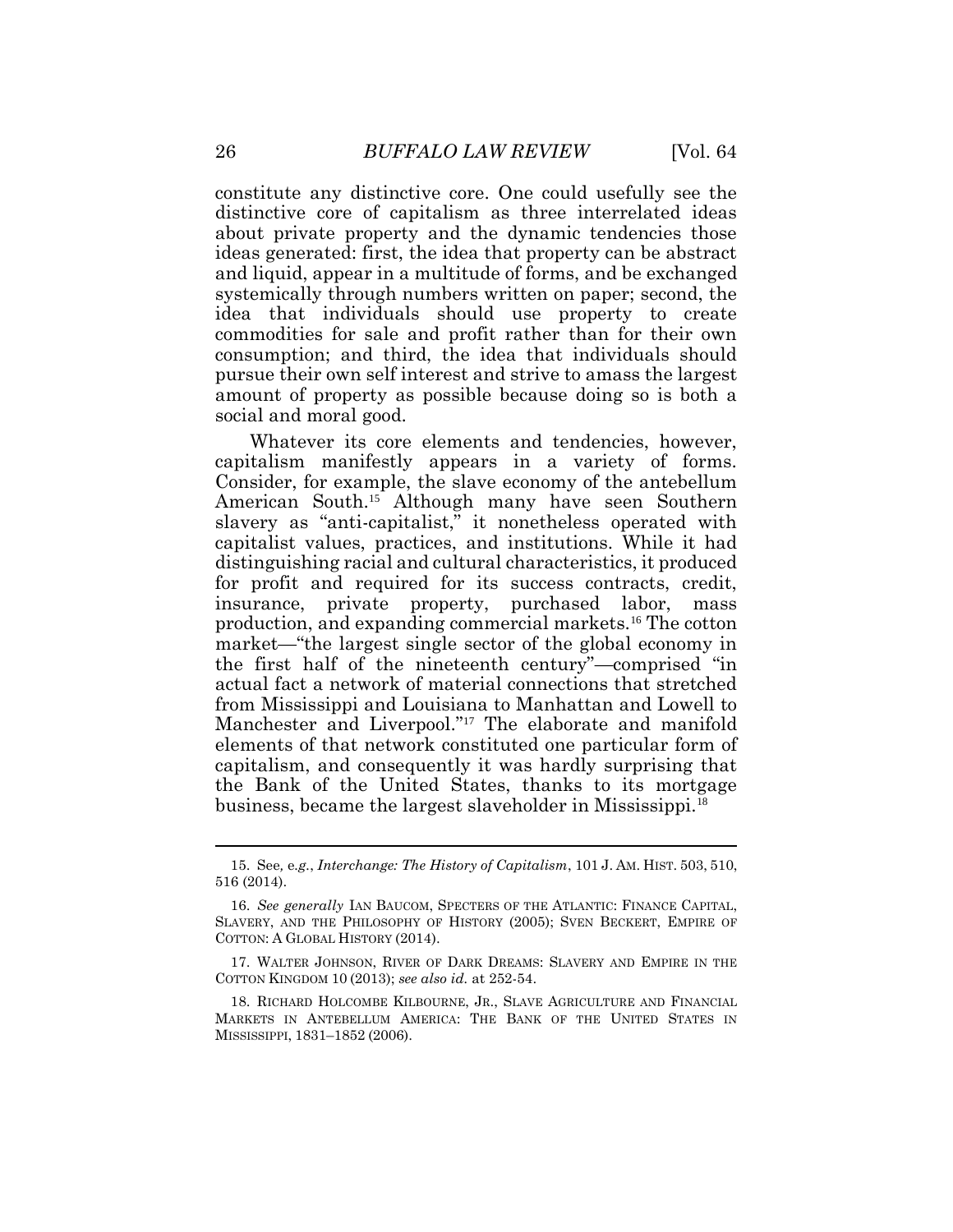constitute any distinctive core. One could usefully see the distinctive core of capitalism as three interrelated ideas about private property and the dynamic tendencies those ideas generated: first, the idea that property can be abstract and liquid, appear in a multitude of forms, and be exchanged systemically through numbers written on paper; second, the idea that individuals should use property to create commodities for sale and profit rather than for their own consumption; and third, the idea that individuals should pursue their own self interest and strive to amass the largest amount of property as possible because doing so is both a social and moral good.

Whatever its core elements and tendencies, however, capitalism manifestly appears in a variety of forms. Consider, for example, the slave economy of the antebellum American South.[15] Although many have seen Southern slavery as "anti-capitalist," it nonetheless operated with capitalist values, practices, and institutions. While it had distinguishing racial and cultural characteristics, it produced for profit and required for its success contracts, credit, insurance, private property, purchased labor, mass production, and expanding commercial markets.[16] The cotton market—"the largest single sector of the global economy in the first half of the nineteenth century"—comprised "in actual fact a network of material connections that stretched from Mississippi and Louisiana to Manhattan and Lowell to Manchester and Liverpool."[17] The elaborate and manifold elements of that network constituted one particular form of capitalism, and consequently it was hardly surprising that the Bank of the United States, thanks to its mortgage business, became the largest slaveholder in Mississippi.[18]

---

15. See*, e.g.*, *Interchange: The History of Capitalism*, 101 J. AM. HIST. 503, 510, 516 (2014).

16. *See generally* IAN BAUCOM, SPECTERS OF THE ATLANTIC: FINANCE CAPITAL, SLAVERY, AND THE PHILOSOPHY OF HISTORY (2005); SVEN BECKERT, EMPIRE OF COTTON: A GLOBAL HISTORY (2014).

17. WALTER JOHNSON, RIVER OF DARK DREAMS: SLAVERY AND EMPIRE IN THE COTTON KINGDOM 10 (2013); *see also id.* at 252-54.

18. RICHARD HOLCOMBE KILBOURNE, JR., SLAVE AGRICULTURE AND FINANCIAL MARKETS IN ANTEBELLUM AMERICA: THE BANK OF THE UNITED STATES IN MISSISSIPPI, 1831–1852 (2006).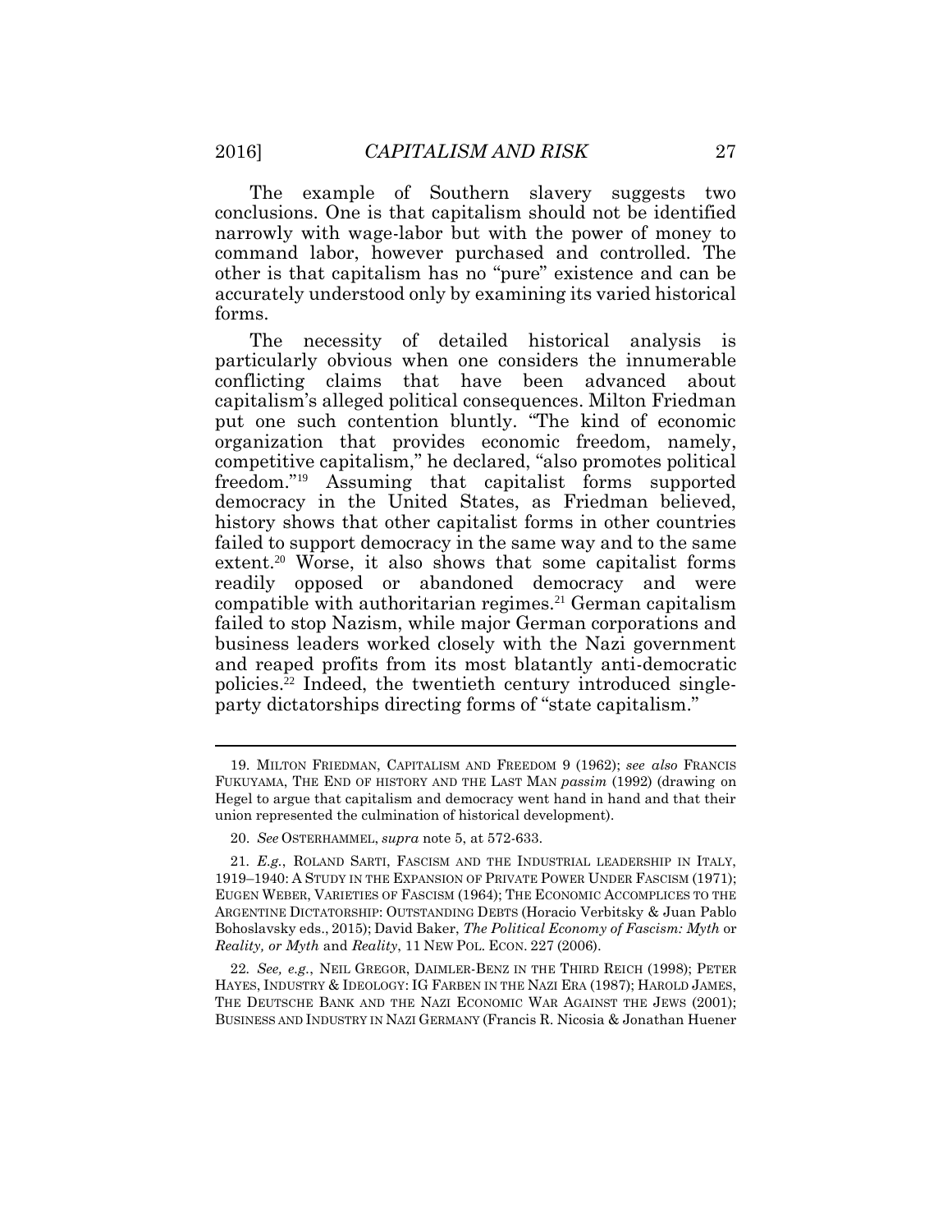The example of Southern slavery suggests two conclusions. One is that capitalism should not be identified narrowly with wage-labor but with the power of money to command labor, however purchased and controlled. The other is that capitalism has no "pure" existence and can be accurately understood only by examining its varied historical forms.

The necessity of detailed historical analysis is particularly obvious when one considers the innumerable conflicting claims that have been advanced about capitalism's alleged political consequences. Milton Friedman put one such contention bluntly. "The kind of economic organization that provides economic freedom, namely, competitive capitalism," he declared, "also promotes political freedom."[19] Assuming that capitalist forms supported democracy in the United States, as Friedman believed, history shows that other capitalist forms in other countries failed to support democracy in the same way and to the same extent.[20] Worse, it also shows that some capitalist forms readily opposed or abandoned democracy and were compatible with authoritarian regimes.[21] German capitalism failed to stop Nazism, while major German corporations and business leaders worked closely with the Nazi government and reaped profits from its most blatantly anti-democratic policies.[22] Indeed, the twentieth century introduced single-party dictatorships directing forms of "state capitalism."

---

19. MILTON FRIEDMAN, CAPITALISM AND FREEDOM 9 (1962); *see also* FRANCIS FUKUYAMA, THE END OF HISTORY AND THE LAST MAN *passim* (1992) (drawing on Hegel to argue that capitalism and democracy went hand in hand and that their union represented the culmination of historical development).

20. *See* OSTERHAMMEL, *supra* note 5, at 572-633.

21. *E.g.*, ROLAND SARTI, FASCISM AND THE INDUSTRIAL LEADERSHIP IN ITALY, 1919–1940: A STUDY IN THE EXPANSION OF PRIVATE POWER UNDER FASCISM (1971); EUGEN WEBER, VARIETIES OF FASCISM (1964); THE ECONOMIC ACCOMPLICES TO THE ARGENTINE DICTATORSHIP: OUTSTANDING DEBTS (Horacio Verbitsky & Juan Pablo Bohoslavsky eds., 2015); David Baker, *The Political Economy of Fascism: Myth* or *Reality, or Myth* and *Reality*, 11 NEW POL. ECON. 227 (2006).

22. *See, e.g.*, NEIL GREGOR, DAIMLER-BENZ IN THE THIRD REICH (1998); PETER HAYES, INDUSTRY & IDEOLOGY: IG FARBEN IN THE NAZI ERA (1987); HAROLD JAMES, THE DEUTSCHE BANK AND THE NAZI ECONOMIC WAR AGAINST THE JEWS (2001); BUSINESS AND INDUSTRY IN NAZI GERMANY (Francis R. Nicosia & Jonathan Huener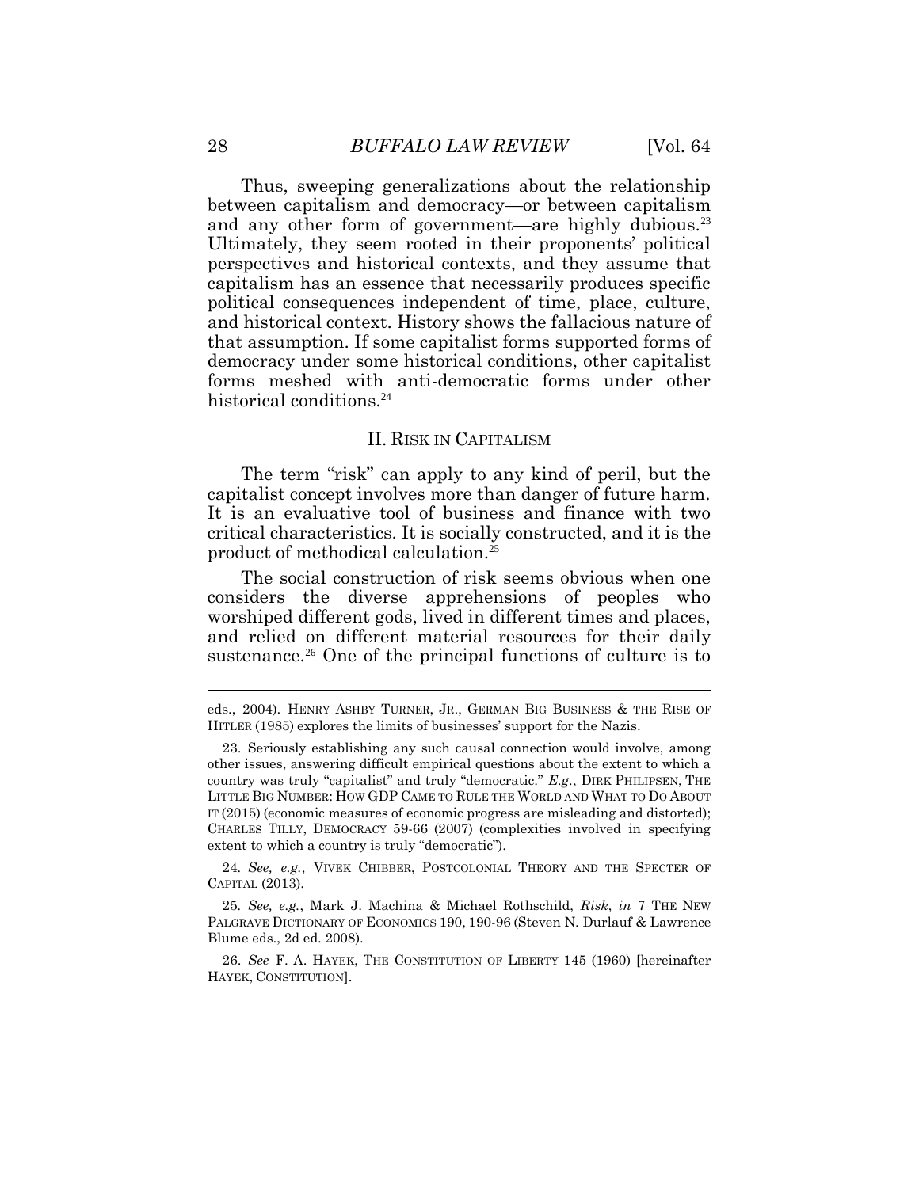Thus, sweeping generalizations about the relationship between capitalism and democracy—or between capitalism and any other form of government—are highly dubious.[23] Ultimately, they seem rooted in their proponents' political perspectives and historical contexts, and they assume that capitalism has an essence that necessarily produces specific political consequences independent of time, place, culture, and historical context. History shows the fallacious nature of that assumption. If some capitalist forms supported forms of democracy under some historical conditions, other capitalist forms meshed with anti-democratic forms under other historical conditions.[24]

## II. RISK IN CAPITALISM

The term "risk" can apply to any kind of peril, but the capitalist concept involves more than danger of future harm. It is an evaluative tool of business and finance with two critical characteristics. It is socially constructed, and it is the product of methodical calculation.[25]

The social construction of risk seems obvious when one considers the diverse apprehensions of peoples who worshiped different gods, lived in different times and places, and relied on different material resources for their daily sustenance.[26] One of the principal functions of culture is to

---

eds., 2004). HENRY ASHBY TURNER, JR., GERMAN BIG BUSINESS & THE RISE OF HITLER (1985) explores the limits of businesses' support for the Nazis.

23. Seriously establishing any such causal connection would involve, among other issues, answering difficult empirical questions about the extent to which a country was truly "capitalist" and truly "democratic." *E.g.*, DIRK PHILIPSEN, THE LITTLE BIG NUMBER: HOW GDP CAME TO RULE THE WORLD AND WHAT TO DO ABOUT IT (2015) (economic measures of economic progress are misleading and distorted); CHARLES TILLY, DEMOCRACY 59-66 (2007) (complexities involved in specifying extent to which a country is truly "democratic").

24. *See, e.g.*, VIVEK CHIBBER, POSTCOLONIAL THEORY AND THE SPECTER OF CAPITAL (2013).

25. *See, e.g.*, Mark J. Machina & Michael Rothschild, *Risk*, *in* 7 THE NEW PALGRAVE DICTIONARY OF ECONOMICS 190, 190-96 (Steven N. Durlauf & Lawrence Blume eds., 2d ed. 2008).

26. *See* F. A. HAYEK, THE CONSTITUTION OF LIBERTY 145 (1960) [hereinafter HAYEK, CONSTITUTION].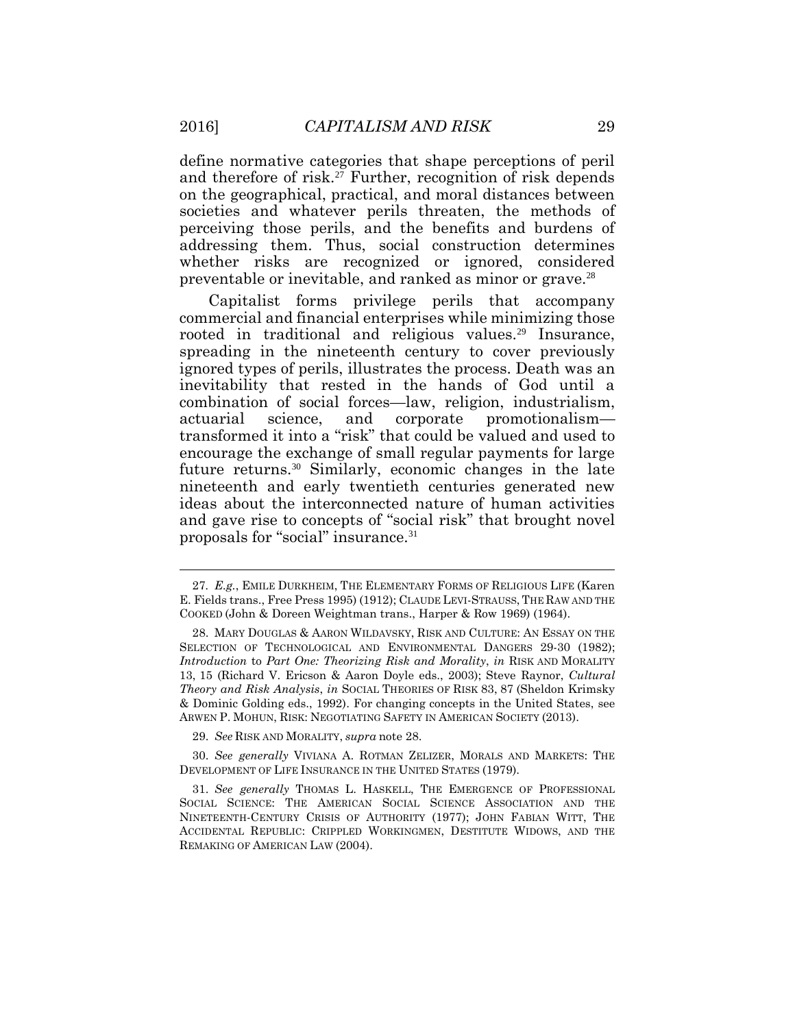define normative categories that shape perceptions of peril and therefore of risk.[27] Further, recognition of risk depends on the geographical, practical, and moral distances between societies and whatever perils threaten, the methods of perceiving those perils, and the benefits and burdens of addressing them. Thus, social construction determines whether risks are recognized or ignored, considered preventable or inevitable, and ranked as minor or grave.[28]

Capitalist forms privilege perils that accompany commercial and financial enterprises while minimizing those rooted in traditional and religious values.[29] Insurance, spreading in the nineteenth century to cover previously ignored types of perils, illustrates the process. Death was an inevitability that rested in the hands of God until a combination of social forces—law, religion, industrialism, actuarial science, and corporate promotionalism—transformed it into a "risk" that could be valued and used to encourage the exchange of small regular payments for large future returns.[30] Similarly, economic changes in the late nineteenth and early twentieth centuries generated new ideas about the interconnected nature of human activities and gave rise to concepts of "social risk" that brought novel proposals for "social" insurance.[31]

---

27. *E.g.*, EMILE DURKHEIM, THE ELEMENTARY FORMS OF RELIGIOUS LIFE (Karen E. Fields trans., Free Press 1995) (1912); CLAUDE LEVI-STRAUSS, THE RAW AND THE COOKED (John & Doreen Weightman trans., Harper & Row 1969) (1964).

28. MARY DOUGLAS & AARON WILDAVSKY, RISK AND CULTURE: AN ESSAY ON THE SELECTION OF TECHNOLOGICAL AND ENVIRONMENTAL DANGERS 29-30 (1982); *Introduction* to *Part One: Theorizing Risk and Morality*, *in* RISK AND MORALITY 13, 15 (Richard V. Ericson & Aaron Doyle eds., 2003); Steve Raynor, *Cultural Theory and Risk Analysis*, *in* SOCIAL THEORIES OF RISK 83, 87 (Sheldon Krimsky & Dominic Golding eds., 1992). For changing concepts in the United States, see ARWEN P. MOHUN, RISK: NEGOTIATING SAFETY IN AMERICAN SOCIETY (2013).

29. *See* RISK AND MORALITY, *supra* note 28.

30. *See generally* VIVIANA A. ROTMAN ZELIZER, MORALS AND MARKETS: THE DEVELOPMENT OF LIFE INSURANCE IN THE UNITED STATES (1979).

31. *See generally* THOMAS L. HASKELL, THE EMERGENCE OF PROFESSIONAL SOCIAL SCIENCE: THE AMERICAN SOCIAL SCIENCE ASSOCIATION AND THE NINETEENTH-CENTURY CRISIS OF AUTHORITY (1977); JOHN FABIAN WITT, THE ACCIDENTAL REPUBLIC: CRIPPLED WORKINGMEN, DESTITUTE WIDOWS, AND THE REMAKING OF AMERICAN LAW (2004).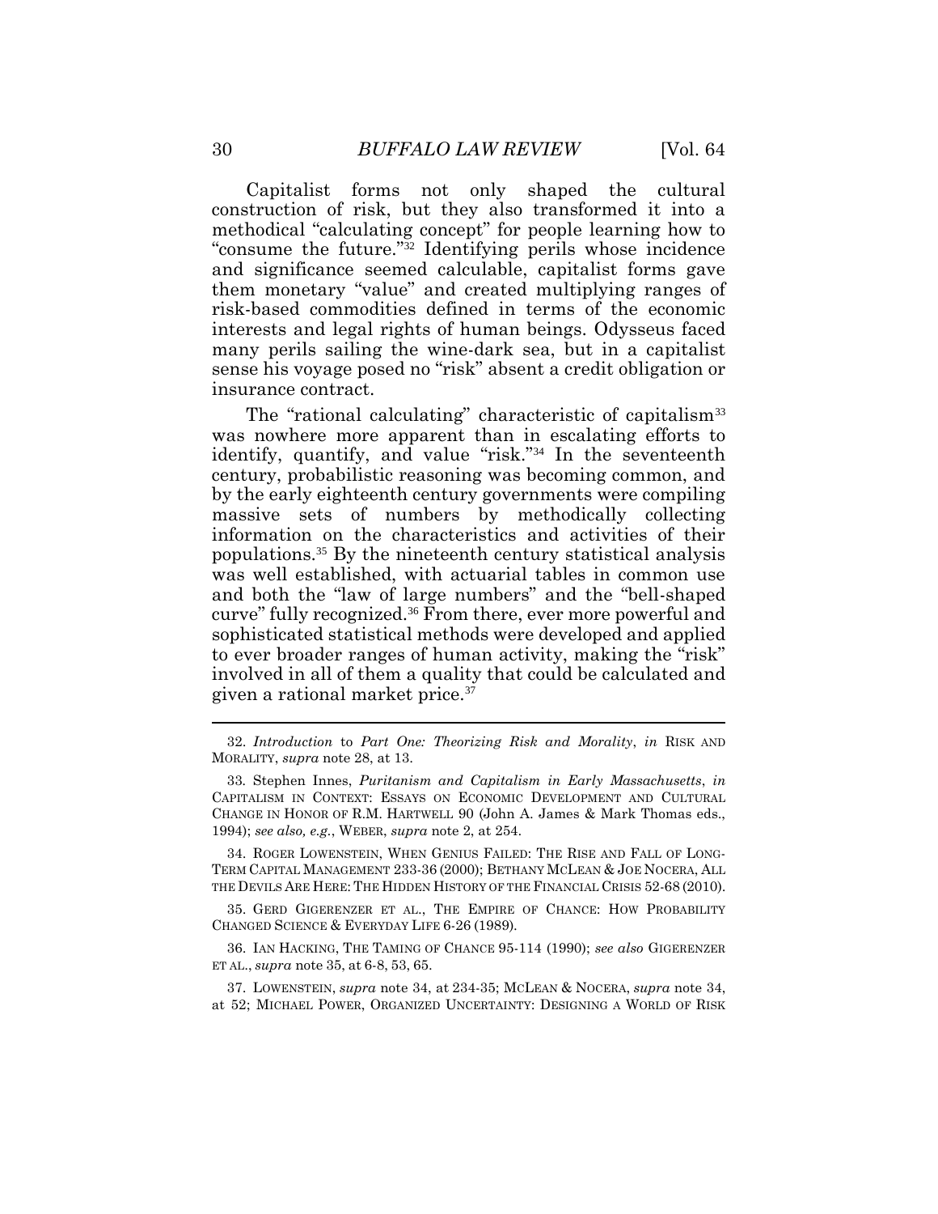Capitalist forms not only shaped the cultural construction of risk, but they also transformed it into a methodical "calculating concept" for people learning how to "consume the future."[32] Identifying perils whose incidence and significance seemed calculable, capitalist forms gave them monetary "value" and created multiplying ranges of risk-based commodities defined in terms of the economic interests and legal rights of human beings. Odysseus faced many perils sailing the wine-dark sea, but in a capitalist sense his voyage posed no "risk" absent a credit obligation or insurance contract.

The "rational calculating" characteristic of capitalism[33] was nowhere more apparent than in escalating efforts to identify, quantify, and value "risk."[34] In the seventeenth century, probabilistic reasoning was becoming common, and by the early eighteenth century governments were compiling massive sets of numbers by methodically collecting information on the characteristics and activities of their populations.[35] By the nineteenth century statistical analysis was well established, with actuarial tables in common use and both the "law of large numbers" and the "bell-shaped curve" fully recognized.[36] From there, ever more powerful and sophisticated statistical methods were developed and applied to ever broader ranges of human activity, making the "risk" involved in all of them a quality that could be calculated and given a rational market price.[37]

---

32. *Introduction* to *Part One: Theorizing Risk and Morality*, *in* RISK AND MORALITY, *supra* note 28, at 13.

33. Stephen Innes, *Puritanism and Capitalism in Early Massachusetts*, *in* CAPITALISM IN CONTEXT: ESSAYS ON ECONOMIC DEVELOPMENT AND CULTURAL CHANGE IN HONOR OF R.M. HARTWELL 90 (John A. James & Mark Thomas eds., 1994); *see also, e.g.*, WEBER, *supra* note 2, at 254.

34. ROGER LOWENSTEIN, WHEN GENIUS FAILED: THE RISE AND FALL OF LONG-TERM CAPITAL MANAGEMENT 233-36 (2000); BETHANY MCLEAN & JOE NOCERA, ALL THE DEVILS ARE HERE: THE HIDDEN HISTORY OF THE FINANCIAL CRISIS 52-68 (2010).

35. GERD GIGERENZER ET AL., THE EMPIRE OF CHANCE: HOW PROBABILITY CHANGED SCIENCE & EVERYDAY LIFE 6-26 (1989).

36. IAN HACKING, THE TAMING OF CHANCE 95-114 (1990); *see also* GIGERENZER ET AL., *supra* note 35, at 6-8, 53, 65.

37. LOWENSTEIN, *supra* note 34, at 234-35; MCLEAN & NOCERA, *supra* note 34, at 52; MICHAEL POWER, ORGANIZED UNCERTAINTY: DESIGNING A WORLD OF RISK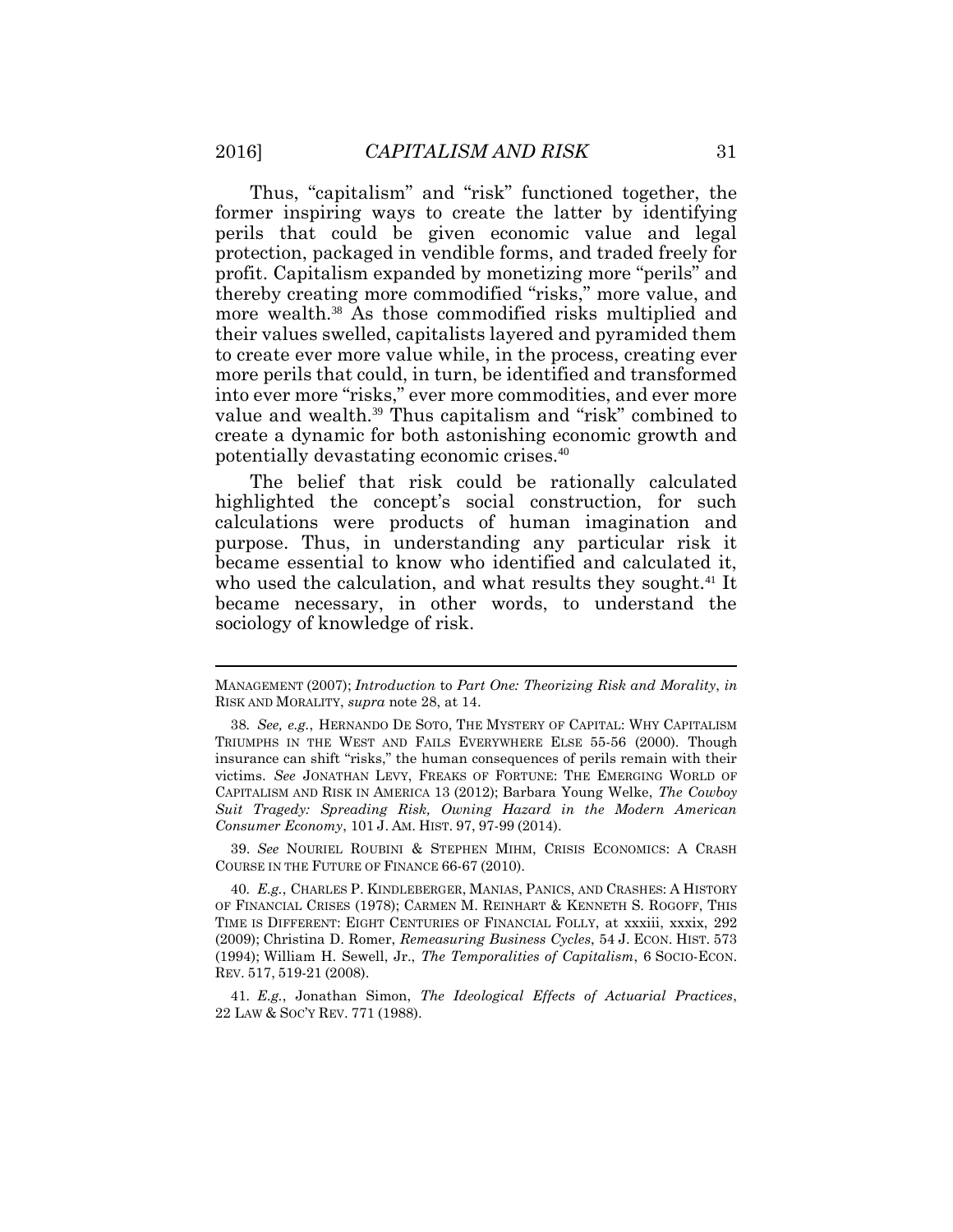Thus, "capitalism" and "risk" functioned together, the former inspiring ways to create the latter by identifying perils that could be given economic value and legal protection, packaged in vendible forms, and traded freely for profit. Capitalism expanded by monetizing more "perils" and thereby creating more commodified "risks," more value, and more wealth.[38] As those commodified risks multiplied and their values swelled, capitalists layered and pyramided them to create ever more value while, in the process, creating ever more perils that could, in turn, be identified and transformed into ever more "risks," ever more commodities, and ever more value and wealth.[39] Thus capitalism and "risk" combined to create a dynamic for both astonishing economic growth and potentially devastating economic crises.[40]

The belief that risk could be rationally calculated highlighted the concept's social construction, for such calculations were products of human imagination and purpose. Thus, in understanding any particular risk it became essential to know who identified and calculated it, who used the calculation, and what results they sought.[41] It became necessary, in other words, to understand the sociology of knowledge of risk.

---

MANAGEMENT (2007); *Introduction* to *Part One: Theorizing Risk and Morality*, *in* RISK AND MORALITY, *supra* note 28, at 14.

38. *See, e.g.*, HERNANDO DE SOTO, THE MYSTERY OF CAPITAL: WHY CAPITALISM TRIUMPHS IN THE WEST AND FAILS EVERYWHERE ELSE 55-56 (2000). Though insurance can shift "risks," the human consequences of perils remain with their victims. *See* JONATHAN LEVY, FREAKS OF FORTUNE: THE EMERGING WORLD OF CAPITALISM AND RISK IN AMERICA 13 (2012); Barbara Young Welke, *The Cowboy Suit Tragedy: Spreading Risk, Owning Hazard in the Modern American Consumer Economy*, 101 J. AM. HIST. 97, 97-99 (2014).

39. *See* NOURIEL ROUBINI & STEPHEN MIHM, CRISIS ECONOMICS: A CRASH COURSE IN THE FUTURE OF FINANCE 66-67 (2010).

40. *E.g.*, CHARLES P. KINDLEBERGER, MANIAS, PANICS, AND CRASHES: A HISTORY OF FINANCIAL CRISES (1978); CARMEN M. REINHART & KENNETH S. ROGOFF, THIS TIME IS DIFFERENT: EIGHT CENTURIES OF FINANCIAL FOLLY, at xxxiii, xxxix, 292 (2009); Christina D. Romer, *Remeasuring Business Cycles*, 54 J. ECON. HIST. 573 (1994); William H. Sewell, Jr., *The Temporalities of Capitalism*, 6 SOCIO-ECON. REV. 517, 519-21 (2008).

41. *E.g.*, Jonathan Simon, *The Ideological Effects of Actuarial Practices*, 22 LAW & SOC'Y REV. 771 (1988).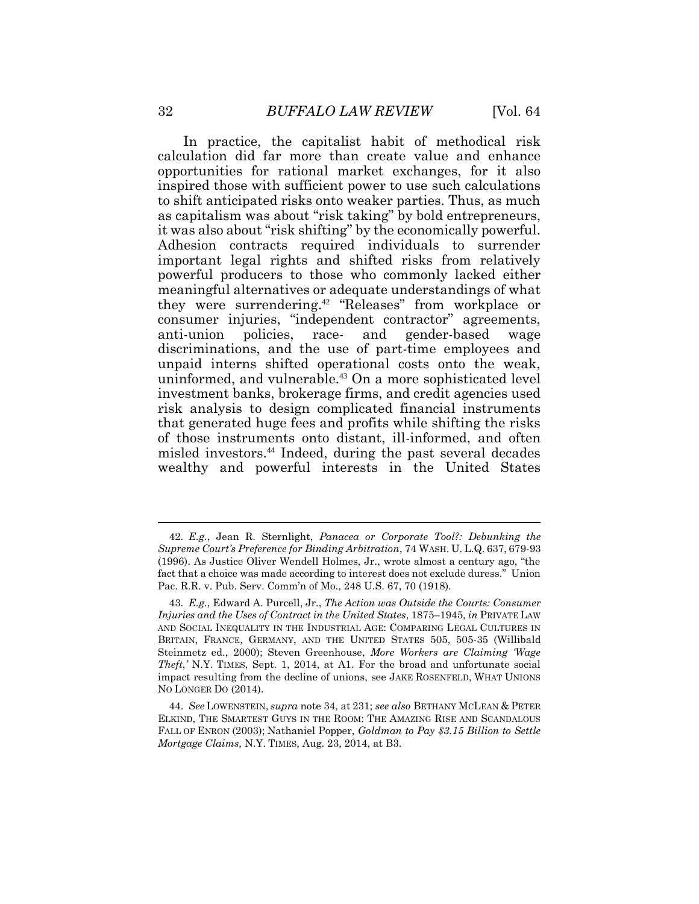In practice, the capitalist habit of methodical risk calculation did far more than create value and enhance opportunities for rational market exchanges, for it also inspired those with sufficient power to use such calculations to shift anticipated risks onto weaker parties. Thus, as much as capitalism was about "risk taking" by bold entrepreneurs, it was also about "risk shifting" by the economically powerful. Adhesion contracts required individuals to surrender important legal rights and shifted risks from relatively powerful producers to those who commonly lacked either meaningful alternatives or adequate understandings of what they were surrendering.[42] "Releases" from workplace or consumer injuries, "independent contractor" agreements, anti-union policies, race- and gender-based wage discriminations, and the use of part-time employees and unpaid interns shifted operational costs onto the weak, uninformed, and vulnerable.[43] On a more sophisticated level investment banks, brokerage firms, and credit agencies used risk analysis to design complicated financial instruments that generated huge fees and profits while shifting the risks of those instruments onto distant, ill-informed, and often misled investors.[44] Indeed, during the past several decades wealthy and powerful interests in the United States

---

42. *E.g.*, Jean R. Sternlight, *Panacea or Corporate Tool?: Debunking the Supreme Court's Preference for Binding Arbitration*, 74 WASH. U. L.Q. 637, 679-93 (1996). As Justice Oliver Wendell Holmes, Jr., wrote almost a century ago, "the fact that a choice was made according to interest does not exclude duress." Union Pac. R.R. v. Pub. Serv. Comm'n of Mo., 248 U.S. 67, 70 (1918).

43. *E.g.*, Edward A. Purcell, Jr., *The Action was Outside the Courts: Consumer Injuries and the Uses of Contract in the United States*, 1875–1945, *in* PRIVATE LAW AND SOCIAL INEQUALITY IN THE INDUSTRIAL AGE: COMPARING LEGAL CULTURES IN BRITAIN, FRANCE, GERMANY, AND THE UNITED STATES 505, 505-35 (Willibald Steinmetz ed., 2000); Steven Greenhouse, *More Workers are Claiming 'Wage Theft,'* N.Y. TIMES, Sept. 1, 2014, at A1. For the broad and unfortunate social impact resulting from the decline of unions, see JAKE ROSENFELD, WHAT UNIONS NO LONGER DO (2014).

44. *See* LOWENSTEIN, *supra* note 34, at 231; *see also* BETHANY MCLEAN & PETER ELKIND, THE SMARTEST GUYS IN THE ROOM: THE AMAZING RISE AND SCANDALOUS FALL OF ENRON (2003); Nathaniel Popper, *Goldman to Pay $3.15 Billion to Settle Mortgage Claims*, N.Y. TIMES, Aug. 23, 2014, at B3.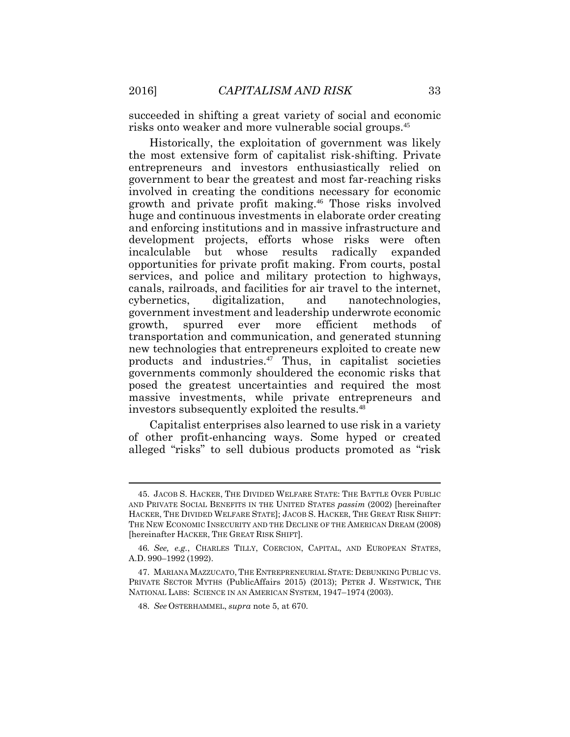succeeded in shifting a great variety of social and economic risks onto weaker and more vulnerable social groups.[45]

Historically, the exploitation of government was likely the most extensive form of capitalist risk-shifting. Private entrepreneurs and investors enthusiastically relied on government to bear the greatest and most far-reaching risks involved in creating the conditions necessary for economic growth and private profit making.[46] Those risks involved huge and continuous investments in elaborate order creating and enforcing institutions and in massive infrastructure and development projects, efforts whose risks were often incalculable but whose results radically expanded opportunities for private profit making. From courts, postal services, and police and military protection to highways, canals, railroads, and facilities for air travel to the internet, cybernetics, digitalization, and nanotechnologies, government investment and leadership underwrote economic growth, spurred ever more efficient methods of transportation and communication, and generated stunning new technologies that entrepreneurs exploited to create new products and industries.[47] Thus, in capitalist societies governments commonly shouldered the economic risks that posed the greatest uncertainties and required the most massive investments, while private entrepreneurs and investors subsequently exploited the results.[48]

Capitalist enterprises also learned to use risk in a variety of other profit-enhancing ways. Some hyped or created alleged "risks" to sell dubious products promoted as "risk

---

45. JACOB S. HACKER, THE DIVIDED WELFARE STATE: THE BATTLE OVER PUBLIC AND PRIVATE SOCIAL BENEFITS IN THE UNITED STATES *passim* (2002) [hereinafter HACKER, THE DIVIDED WELFARE STATE]; JACOB S. HACKER, THE GREAT RISK SHIFT: THE NEW ECONOMIC INSECURITY AND THE DECLINE OF THE AMERICAN DREAM (2008) [hereinafter HACKER, THE GREAT RISK SHIFT].

46. *See, e.g.*, CHARLES TILLY, COERCION, CAPITAL, AND EUROPEAN STATES, A.D. 990–1992 (1992).

47. MARIANA MAZZUCATO, THE ENTREPRENEURIAL STATE: DEBUNKING PUBLIC VS. PRIVATE SECTOR MYTHS (PublicAffairs 2015) (2013); PETER J. WESTWICK, THE NATIONAL LABS: SCIENCE IN AN AMERICAN SYSTEM, 1947–1974 (2003).

48. *See* OSTERHAMMEL, *supra* note 5, at 670.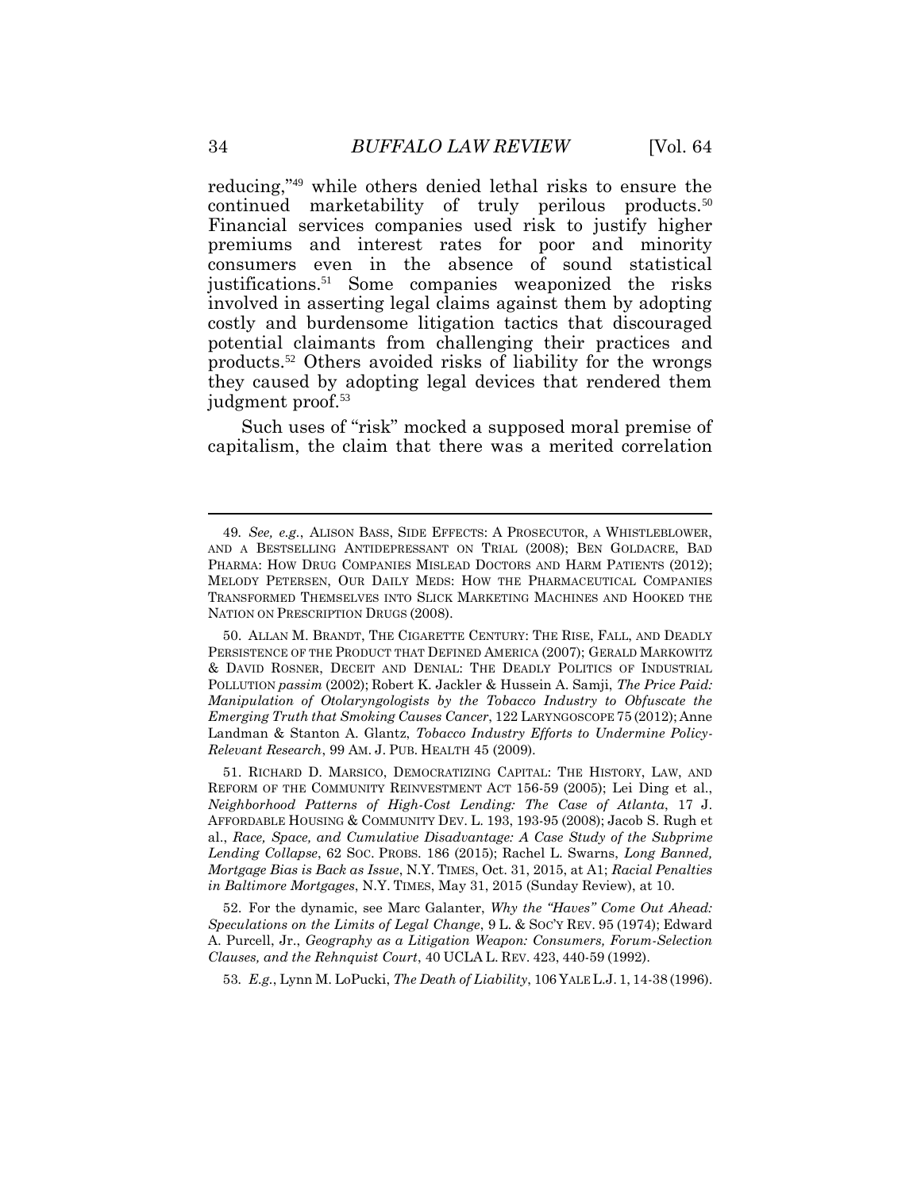reducing,"[49] while others denied lethal risks to ensure the continued marketability of truly perilous products.[50] Financial services companies used risk to justify higher premiums and interest rates for poor and minority consumers even in the absence of sound statistical justifications.[51] Some companies weaponized the risks involved in asserting legal claims against them by adopting costly and burdensome litigation tactics that discouraged potential claimants from challenging their practices and products.[52] Others avoided risks of liability for the wrongs they caused by adopting legal devices that rendered them judgment proof.[53]

Such uses of "risk" mocked a supposed moral premise of capitalism, the claim that there was a merited correlation

---

49. *See, e.g.*, ALISON BASS, SIDE EFFECTS: A PROSECUTOR, A WHISTLEBLOWER, AND A BESTSELLING ANTIDEPRESSANT ON TRIAL (2008); BEN GOLDACRE, BAD PHARMA: HOW DRUG COMPANIES MISLEAD DOCTORS AND HARM PATIENTS (2012); MELODY PETERSEN, OUR DAILY MEDS: HOW THE PHARMACEUTICAL COMPANIES TRANSFORMED THEMSELVES INTO SLICK MARKETING MACHINES AND HOOKED THE NATION ON PRESCRIPTION DRUGS (2008).

50. ALLAN M. BRANDT, THE CIGARETTE CENTURY: THE RISE, FALL, AND DEADLY PERSISTENCE OF THE PRODUCT THAT DEFINED AMERICA (2007); GERALD MARKOWITZ & DAVID ROSNER, DECEIT AND DENIAL: THE DEADLY POLITICS OF INDUSTRIAL POLLUTION *passim* (2002); Robert K. Jackler & Hussein A. Samji, *The Price Paid: Manipulation of Otolaryngologists by the Tobacco Industry to Obfuscate the Emerging Truth that Smoking Causes Cancer*, 122 LARYNGOSCOPE 75 (2012); Anne Landman & Stanton A. Glantz, *Tobacco Industry Efforts to Undermine Policy-Relevant Research*, 99 AM. J. PUB. HEALTH 45 (2009).

51. RICHARD D. MARSICO, DEMOCRATIZING CAPITAL: THE HISTORY, LAW, AND REFORM OF THE COMMUNITY REINVESTMENT ACT 156-59 (2005); Lei Ding et al., *Neighborhood Patterns of High-Cost Lending: The Case of Atlanta*, 17 J. AFFORDABLE HOUSING & COMMUNITY DEV. L. 193, 193-95 (2008); Jacob S. Rugh et al., *Race, Space, and Cumulative Disadvantage: A Case Study of the Subprime Lending Collapse*, 62 SOC. PROBS. 186 (2015); Rachel L. Swarns, *Long Banned, Mortgage Bias is Back as Issue*, N.Y. TIMES, Oct. 31, 2015, at A1; *Racial Penalties in Baltimore Mortgages*, N.Y. TIMES, May 31, 2015 (Sunday Review), at 10.

52. For the dynamic, see Marc Galanter, *Why the "Haves" Come Out Ahead: Speculations on the Limits of Legal Change*, 9 L. & SOC'Y REV. 95 (1974); Edward A. Purcell, Jr., *Geography as a Litigation Weapon: Consumers, Forum-Selection Clauses, and the Rehnquist Court*, 40 UCLA L. REV. 423, 440-59 (1992).

53. *E.g.*, Lynn M. LoPucki, *The Death of Liability*, 106 YALE L.J. 1, 14-38 (1996).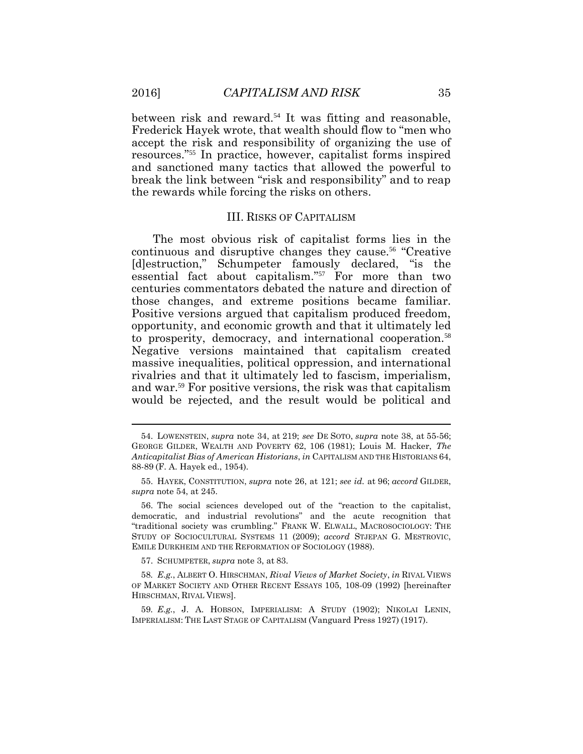between risk and reward.[54] It was fitting and reasonable, Frederick Hayek wrote, that wealth should flow to "men who accept the risk and responsibility of organizing the use of resources."[55] In practice, however, capitalist forms inspired and sanctioned many tactics that allowed the powerful to break the link between "risk and responsibility" and to reap the rewards while forcing the risks on others.

## III. RISKS OF CAPITALISM

The most obvious risk of capitalist forms lies in the continuous and disruptive changes they cause.[56] "Creative [d]estruction," Schumpeter famously declared, "is the essential fact about capitalism."[57] For more than two centuries commentators debated the nature and direction of those changes, and extreme positions became familiar. Positive versions argued that capitalism produced freedom, opportunity, and economic growth and that it ultimately led to prosperity, democracy, and international cooperation.[58] Negative versions maintained that capitalism created massive inequalities, political oppression, and international rivalries and that it ultimately led to fascism, imperialism, and war.[59] For positive versions, the risk was that capitalism would be rejected, and the result would be political and

---

54. LOWENSTEIN, *supra* note 34, at 219; *see* DE SOTO, *supra* note 38, at 55-56; GEORGE GILDER, WEALTH AND POVERTY 62, 106 (1981); Louis M. Hacker, *The Anticapitalist Bias of American Historians*, *in* CAPITALISM AND THE HISTORIANS 64, 88-89 (F. A. Hayek ed., 1954).

55. HAYEK, CONSTITUTION, *supra* note 26, at 121; *see id.* at 96; *accord* GILDER, *supra* note 54, at 245.

56. The social sciences developed out of the "reaction to the capitalist, democratic, and industrial revolutions" and the acute recognition that "traditional society was crumbling." FRANK W. ELWALL, MACROSOCIOLOGY: THE STUDY OF SOCIOCULTURAL SYSTEMS 11 (2009); *accord* STJEPAN G. MESTROVIC, EMILE DURKHEIM AND THE REFORMATION OF SOCIOLOGY (1988).

57. SCHUMPETER, *supra* note 3, at 83.

58. *E.g.*, ALBERT O. HIRSCHMAN, *Rival Views of Market Society*, *in* RIVAL VIEWS OF MARKET SOCIETY AND OTHER RECENT ESSAYS 105, 108-09 (1992) [hereinafter HIRSCHMAN, RIVAL VIEWS].

59. *E.g.*, J. A. HOBSON, IMPERIALISM: A STUDY (1902); NIKOLAI LENIN, IMPERIALISM: THE LAST STAGE OF CAPITALISM (Vanguard Press 1927) (1917).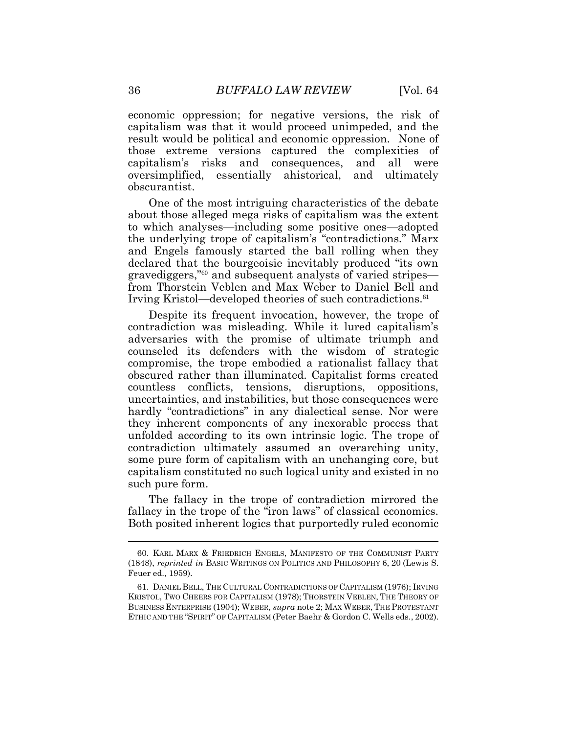economic oppression; for negative versions, the risk of capitalism was that it would proceed unimpeded, and the result would be political and economic oppression. None of those extreme versions captured the complexities of capitalism's risks and consequences, and all were oversimplified, essentially ahistorical, and ultimately obscurantist.

One of the most intriguing characteristics of the debate about those alleged mega risks of capitalism was the extent to which analyses—including some positive ones—adopted the underlying trope of capitalism's "contradictions." Marx and Engels famously started the ball rolling when they declared that the bourgeoisie inevitably produced "its own gravediggers,"[60] and subsequent analysts of varied stripes—from Thorstein Veblen and Max Weber to Daniel Bell and Irving Kristol—developed theories of such contradictions.[61]

Despite its frequent invocation, however, the trope of contradiction was misleading. While it lured capitalism's adversaries with the promise of ultimate triumph and counseled its defenders with the wisdom of strategic compromise, the trope embodied a rationalist fallacy that obscured rather than illuminated. Capitalist forms created countless conflicts, tensions, disruptions, oppositions, uncertainties, and instabilities, but those consequences were hardly "contradictions" in any dialectical sense. Nor were they inherent components of any inexorable process that unfolded according to its own intrinsic logic. The trope of contradiction ultimately assumed an overarching unity, some pure form of capitalism with an unchanging core, but capitalism constituted no such logical unity and existed in no such pure form.

The fallacy in the trope of contradiction mirrored the fallacy in the trope of the "iron laws" of classical economics. Both posited inherent logics that purportedly ruled economic

---

60. KARL MARX & FRIEDRICH ENGELS, MANIFESTO OF THE COMMUNIST PARTY (1848), *reprinted in* BASIC WRITINGS ON POLITICS AND PHILOSOPHY 6, 20 (Lewis S. Feuer ed., 1959).

61. DANIEL BELL, THE CULTURAL CONTRADICTIONS OF CAPITALISM (1976); IRVING KRISTOL, TWO CHEERS FOR CAPITALISM (1978); THORSTEIN VEBLEN, THE THEORY OF BUSINESS ENTERPRISE (1904); WEBER, *supra* note 2; MAX WEBER, THE PROTESTANT ETHIC AND THE "SPIRIT" OF CAPITALISM (Peter Baehr & Gordon C. Wells eds., 2002).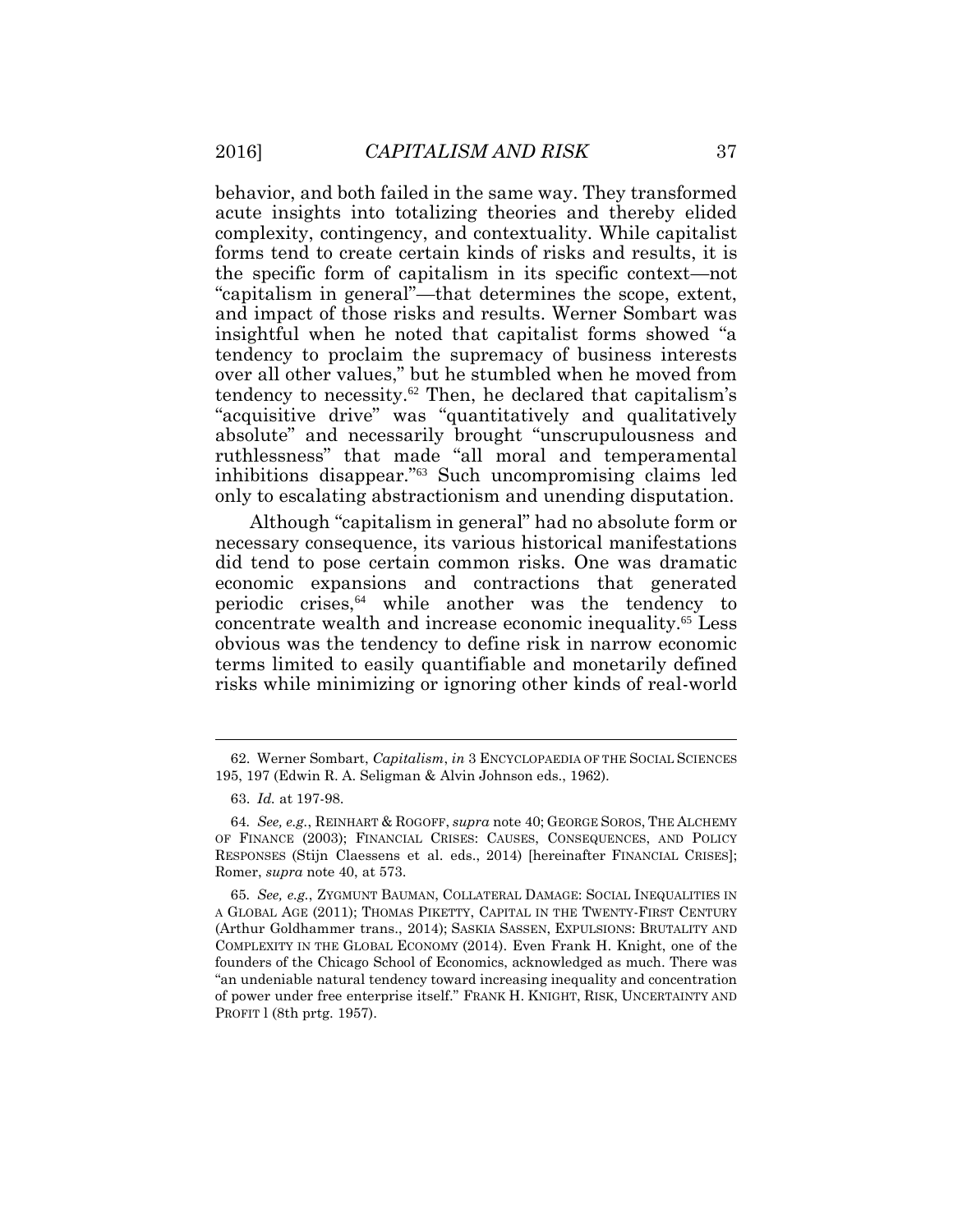behavior, and both failed in the same way. They transformed acute insights into totalizing theories and thereby elided complexity, contingency, and contextuality. While capitalist forms tend to create certain kinds of risks and results, it is the specific form of capitalism in its specific context—not "capitalism in general"—that determines the scope, extent, and impact of those risks and results. Werner Sombart was insightful when he noted that capitalist forms showed "a tendency to proclaim the supremacy of business interests over all other values," but he stumbled when he moved from tendency to necessity.[62] Then, he declared that capitalism's "acquisitive drive" was "quantitatively and qualitatively absolute" and necessarily brought "unscrupulousness and ruthlessness" that made "all moral and temperamental inhibitions disappear."[63] Such uncompromising claims led only to escalating abstractionism and unending disputation.

Although "capitalism in general" had no absolute form or necessary consequence, its various historical manifestations did tend to pose certain common risks. One was dramatic economic expansions and contractions that generated periodic crises,[64] while another was the tendency to concentrate wealth and increase economic inequality.[65] Less obvious was the tendency to define risk in narrow economic terms limited to easily quantifiable and monetarily defined risks while minimizing or ignoring other kinds of real-world

---

62. Werner Sombart, *Capitalism*, *in* 3 ENCYCLOPAEDIA OF THE SOCIAL SCIENCES 195, 197 (Edwin R. A. Seligman & Alvin Johnson eds., 1962).

63. *Id.* at 197-98.

64. *See, e.g.*, REINHART & ROGOFF, *supra* note 40; GEORGE SOROS, THE ALCHEMY OF FINANCE (2003); FINANCIAL CRISES: CAUSES, CONSEQUENCES, AND POLICY RESPONSES (Stijn Claessens et al. eds., 2014) [hereinafter FINANCIAL CRISES]; Romer, *supra* note 40, at 573.

65. *See, e.g.*, ZYGMUNT BAUMAN, COLLATERAL DAMAGE: SOCIAL INEQUALITIES IN A GLOBAL AGE (2011); THOMAS PIKETTY, CAPITAL IN THE TWENTY-FIRST CENTURY (Arthur Goldhammer trans., 2014); SASKIA SASSEN, EXPULSIONS: BRUTALITY AND COMPLEXITY IN THE GLOBAL ECONOMY (2014). Even Frank H. Knight, one of the founders of the Chicago School of Economics, acknowledged as much. There was "an undeniable natural tendency toward increasing inequality and concentration of power under free enterprise itself." FRANK H. KNIGHT, RISK, UNCERTAINTY AND PROFIT l (8th prtg. 1957).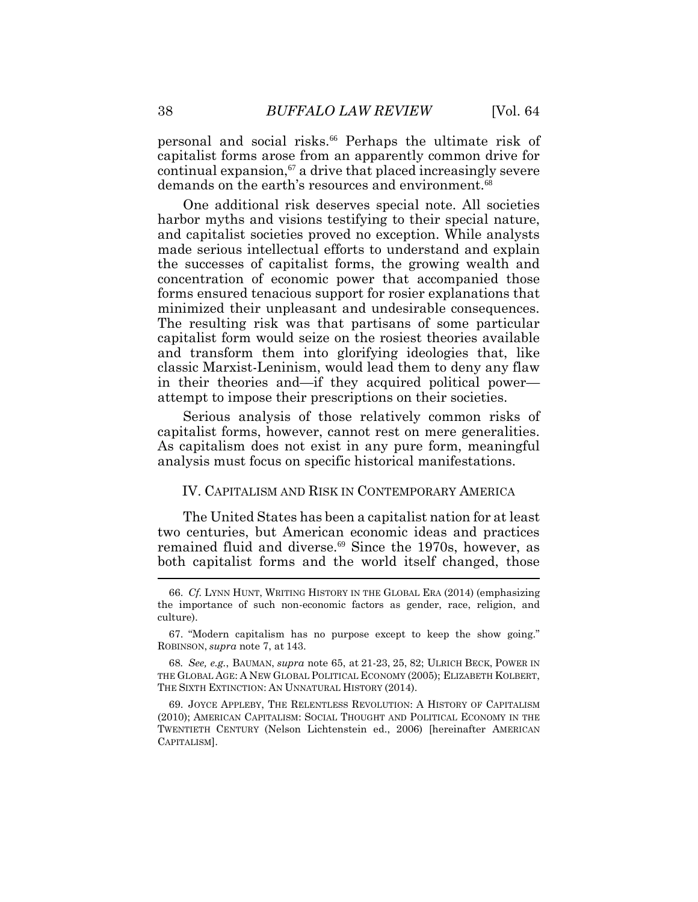personal and social risks.[66] Perhaps the ultimate risk of capitalist forms arose from an apparently common drive for continual expansion,[67] a drive that placed increasingly severe demands on the earth's resources and environment.[68]

One additional risk deserves special note. All societies harbor myths and visions testifying to their special nature, and capitalist societies proved no exception. While analysts made serious intellectual efforts to understand and explain the successes of capitalist forms, the growing wealth and concentration of economic power that accompanied those forms ensured tenacious support for rosier explanations that minimized their unpleasant and undesirable consequences. The resulting risk was that partisans of some particular capitalist form would seize on the rosiest theories available and transform them into glorifying ideologies that, like classic Marxist-Leninism, would lead them to deny any flaw in their theories and—if they acquired political power—attempt to impose their prescriptions on their societies.

Serious analysis of those relatively common risks of capitalist forms, however, cannot rest on mere generalities. As capitalism does not exist in any pure form, meaningful analysis must focus on specific historical manifestations.

## IV. CAPITALISM AND RISK IN CONTEMPORARY AMERICA

The United States has been a capitalist nation for at least two centuries, but American economic ideas and practices remained fluid and diverse.[69] Since the 1970s, however, as both capitalist forms and the world itself changed, those

---

66. *Cf.* LYNN HUNT, WRITING HISTORY IN THE GLOBAL ERA (2014) (emphasizing the importance of such non-economic factors as gender, race, religion, and culture).

67. "Modern capitalism has no purpose except to keep the show going." ROBINSON, *supra* note 7, at 143.

68. *See, e.g.*, BAUMAN, *supra* note 65, at 21-23, 25, 82; ULRICH BECK, POWER IN THE GLOBAL AGE: A NEW GLOBAL POLITICAL ECONOMY (2005); ELIZABETH KOLBERT, THE SIXTH EXTINCTION: AN UNNATURAL HISTORY (2014).

69. JOYCE APPLEBY, THE RELENTLESS REVOLUTION: A HISTORY OF CAPITALISM (2010); AMERICAN CAPITALISM: SOCIAL THOUGHT AND POLITICAL ECONOMY IN THE TWENTIETH CENTURY (Nelson Lichtenstein ed., 2006) [hereinafter AMERICAN CAPITALISM].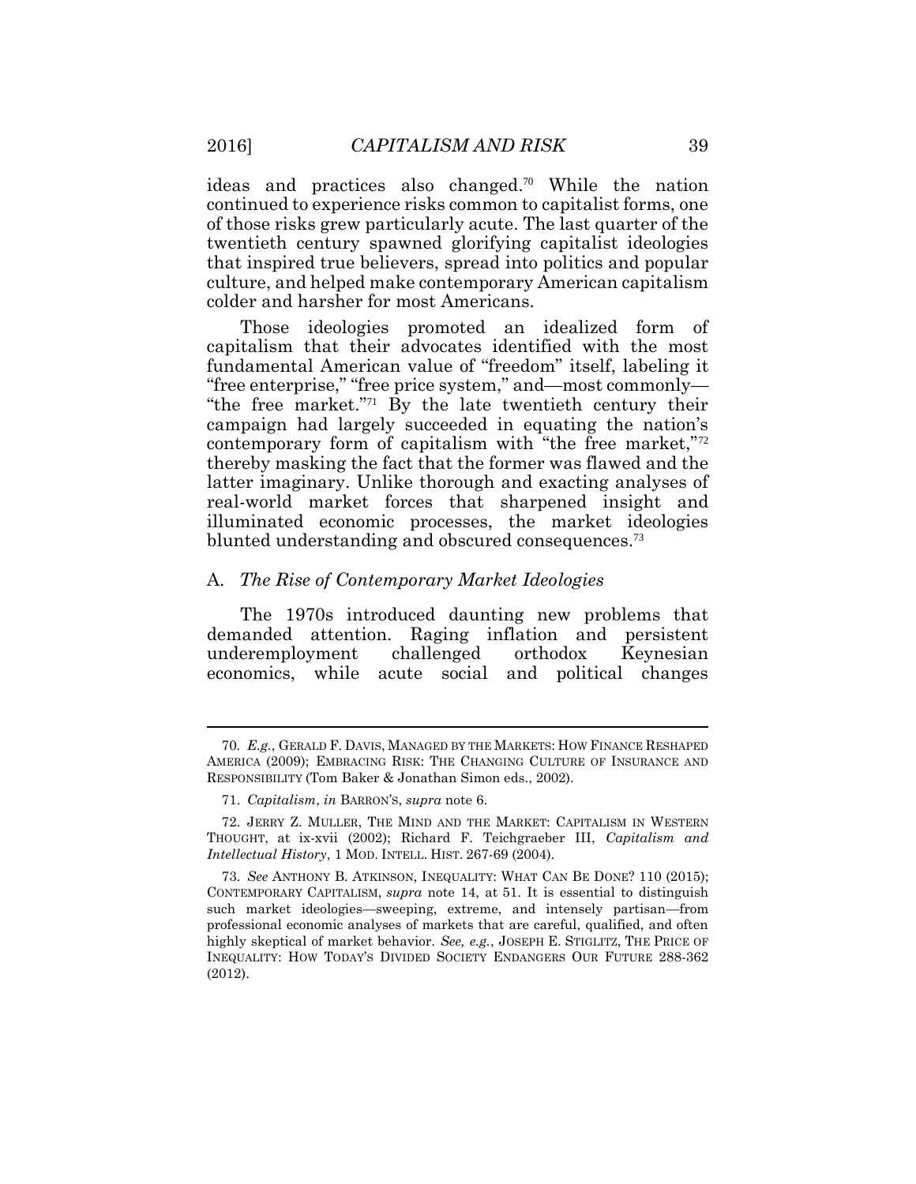ideas and practices also changed.[70] While the nation continued to experience risks common to capitalist forms, one of those risks grew particularly acute. The last quarter of the twentieth century spawned glorifying capitalist ideologies that inspired true believers, spread into politics and popular culture, and helped make contemporary American capitalism colder and harsher for most Americans.

Those ideologies promoted an idealized form of capitalism that their advocates identified with the most fundamental American value of "freedom" itself, labeling it "free enterprise," "free price system," and—most commonly—"the free market."[71] By the late twentieth century their campaign had largely succeeded in equating the nation's contemporary form of capitalism with "the free market,"[72] thereby masking the fact that the former was flawed and the latter imaginary. Unlike thorough and exacting analyses of real-world market forces that sharpened insight and illuminated economic processes, the market ideologies blunted understanding and obscured consequences.[73]

### A. *The Rise of Contemporary Market Ideologies*

The 1970s introduced daunting new problems that demanded attention. Raging inflation and persistent underemployment challenged orthodox Keynesian economics, while acute social and political changes

---

70. *E.g.*, GERALD F. DAVIS, MANAGED BY THE MARKETS: HOW FINANCE RESHAPED AMERICA (2009); EMBRACING RISK: THE CHANGING CULTURE OF INSURANCE AND RESPONSIBILITY (Tom Baker & Jonathan Simon eds., 2002).

71. *Capitalism*, *in* BARRON'S, *supra* note 6.

72. JERRY Z. MULLER, THE MIND AND THE MARKET: CAPITALISM IN WESTERN THOUGHT, at ix-xvii (2002); Richard F. Teichgraeber III, *Capitalism and Intellectual History*, 1 MOD. INTELL. HIST. 267-69 (2004).

73. *See* ANTHONY B. ATKINSON, INEQUALITY: WHAT CAN BE DONE? 110 (2015); CONTEMPORARY CAPITALISM, *supra* note 14, at 51. It is essential to distinguish such market ideologies—sweeping, extreme, and intensely partisan—from professional economic analyses of markets that are careful, qualified, and often highly skeptical of market behavior. *See, e.g.*, JOSEPH E. STIGLITZ, THE PRICE OF INEQUALITY: HOW TODAY'S DIVIDED SOCIETY ENDANGERS OUR FUTURE 288-362 (2012).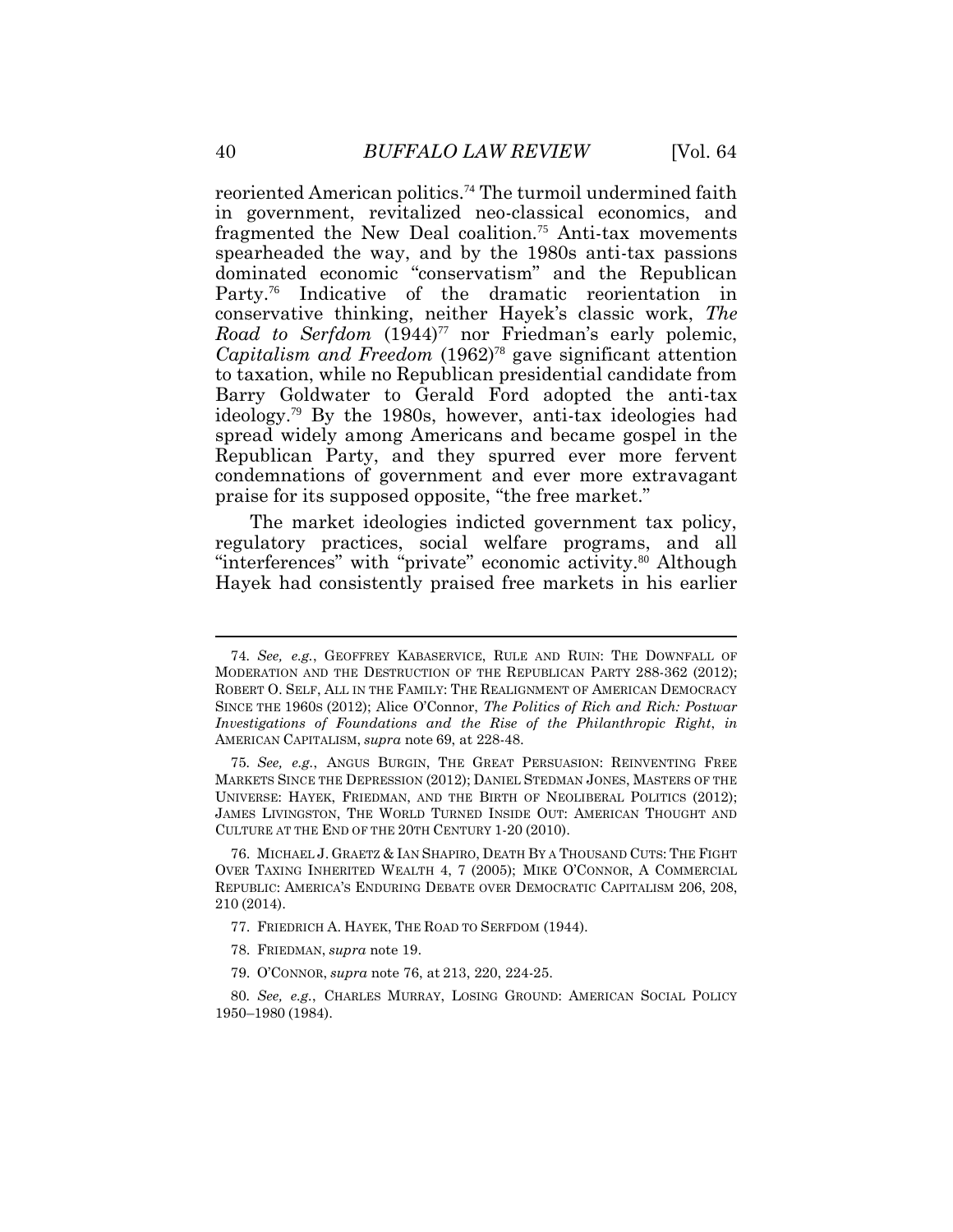reoriented American politics.[74] The turmoil undermined faith in government, revitalized neo-classical economics, and fragmented the New Deal coalition.[75] Anti-tax movements spearheaded the way, and by the 1980s anti-tax passions dominated economic "conservatism" and the Republican Party.[76] Indicative of the dramatic reorientation in conservative thinking, neither Hayek's classic work, *The Road to Serfdom* (1944)[77] nor Friedman's early polemic, *Capitalism and Freedom* (1962)[78] gave significant attention to taxation, while no Republican presidential candidate from Barry Goldwater to Gerald Ford adopted the anti-tax ideology.[79] By the 1980s, however, anti-tax ideologies had spread widely among Americans and became gospel in the Republican Party, and they spurred ever more fervent condemnations of government and ever more extravagant praise for its supposed opposite, "the free market."

The market ideologies indicted government tax policy, regulatory practices, social welfare programs, and all "interferences" with "private" economic activity.[80] Although Hayek had consistently praised free markets in his earlier

---

74. *See, e.g.*, GEOFFREY KABASERVICE, RULE AND RUIN: THE DOWNFALL OF MODERATION AND THE DESTRUCTION OF THE REPUBLICAN PARTY 288-362 (2012); ROBERT O. SELF, ALL IN THE FAMILY: THE REALIGNMENT OF AMERICAN DEMOCRACY SINCE THE 1960S (2012); Alice O'Connor, *The Politics of Rich and Rich: Postwar Investigations of Foundations and the Rise of the Philanthropic Right*, *in* AMERICAN CAPITALISM, *supra* note 69, at 228-48.

75. *See, e.g.*, ANGUS BURGIN, THE GREAT PERSUASION: REINVENTING FREE MARKETS SINCE THE DEPRESSION (2012); DANIEL STEDMAN JONES, MASTERS OF THE UNIVERSE: HAYEK, FRIEDMAN, AND THE BIRTH OF NEOLIBERAL POLITICS (2012); JAMES LIVINGSTON, THE WORLD TURNED INSIDE OUT: AMERICAN THOUGHT AND CULTURE AT THE END OF THE 20TH CENTURY 1-20 (2010).

76. MICHAEL J. GRAETZ & IAN SHAPIRO, DEATH BY A THOUSAND CUTS: THE FIGHT OVER TAXING INHERITED WEALTH 4, 7 (2005); MIKE O'CONNOR, A COMMERCIAL REPUBLIC: AMERICA'S ENDURING DEBATE OVER DEMOCRATIC CAPITALISM 206, 208, 210 (2014).

77. FRIEDRICH A. HAYEK, THE ROAD TO SERFDOM (1944).

78. FRIEDMAN, *supra* note 19.

79. O'CONNOR, *supra* note 76, at 213, 220, 224-25.

80. *See, e.g.*, CHARLES MURRAY, LOSING GROUND: AMERICAN SOCIAL POLICY 1950–1980 (1984).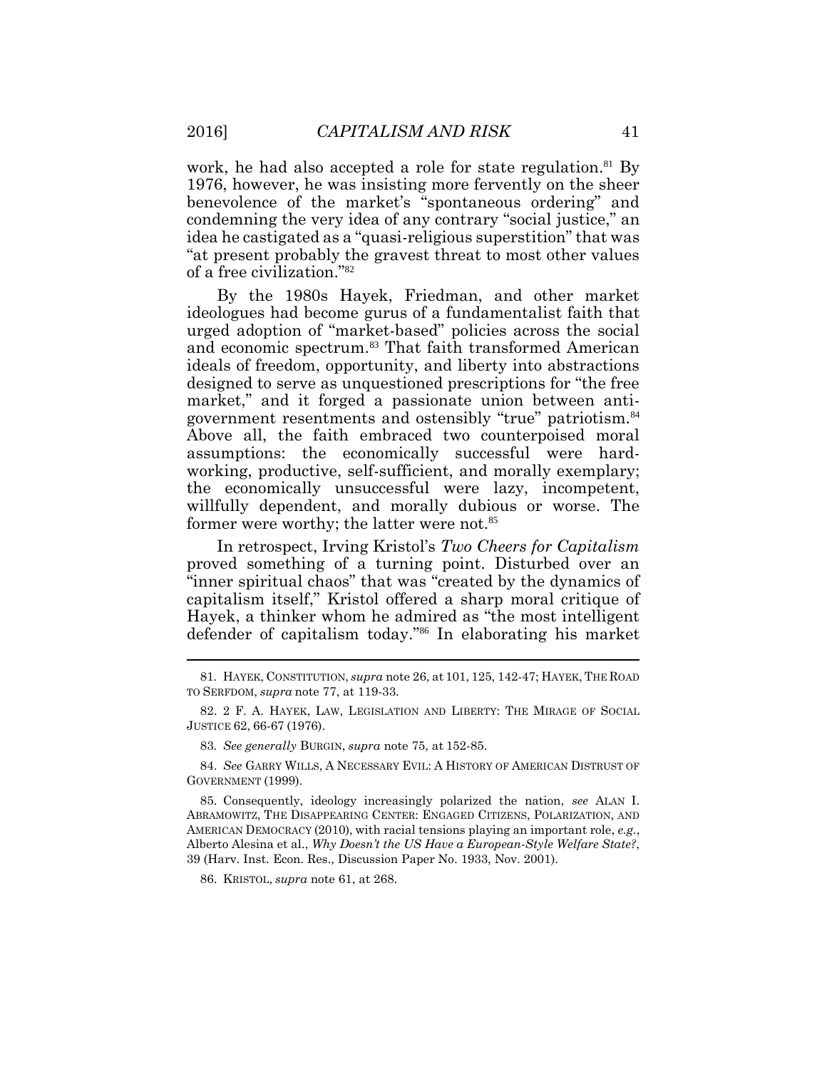work, he had also accepted a role for state regulation.[81] By 1976, however, he was insisting more fervently on the sheer benevolence of the market's "spontaneous ordering" and condemning the very idea of any contrary "social justice," an idea he castigated as a "quasi-religious superstition" that was "at present probably the gravest threat to most other values of a free civilization."[82]

By the 1980s Hayek, Friedman, and other market ideologues had become gurus of a fundamentalist faith that urged adoption of "market-based" policies across the social and economic spectrum.[83] That faith transformed American ideals of freedom, opportunity, and liberty into abstractions designed to serve as unquestioned prescriptions for "the free market," and it forged a passionate union between anti-government resentments and ostensibly "true" patriotism.[84] Above all, the faith embraced two counterpoised moral assumptions: the economically successful were hard-working, productive, self-sufficient, and morally exemplary; the economically unsuccessful were lazy, incompetent, willfully dependent, and morally dubious or worse. The former were worthy; the latter were not.[85]

In retrospect, Irving Kristol's *Two Cheers for Capitalism* proved something of a turning point. Disturbed over an "inner spiritual chaos" that was "created by the dynamics of capitalism itself," Kristol offered a sharp moral critique of Hayek, a thinker whom he admired as "the most intelligent defender of capitalism today."[86] In elaborating his market

---

81. HAYEK, CONSTITUTION, *supra* note 26, at 101, 125, 142-47; HAYEK, THE ROAD TO SERFDOM, *supra* note 77, at 119-33.

82. 2 F. A. HAYEK, LAW, LEGISLATION AND LIBERTY: THE MIRAGE OF SOCIAL JUSTICE 62, 66-67 (1976).

83. *See generally* BURGIN, *supra* note 75, at 152-85.

84. *See* GARRY WILLS, A NECESSARY EVIL: A HISTORY OF AMERICAN DISTRUST OF GOVERNMENT (1999).

85. Consequently, ideology increasingly polarized the nation, *see* ALAN I. ABRAMOWITZ, THE DISAPPEARING CENTER: ENGAGED CITIZENS, POLARIZATION, AND AMERICAN DEMOCRACY (2010), with racial tensions playing an important role, *e.g.*, Alberto Alesina et al., *Why Doesn't the US Have a European-Style Welfare State?*, 39 (Harv. Inst. Econ. Res., Discussion Paper No. 1933, Nov. 2001).

86. KRISTOL, *supra* note 61, at 268.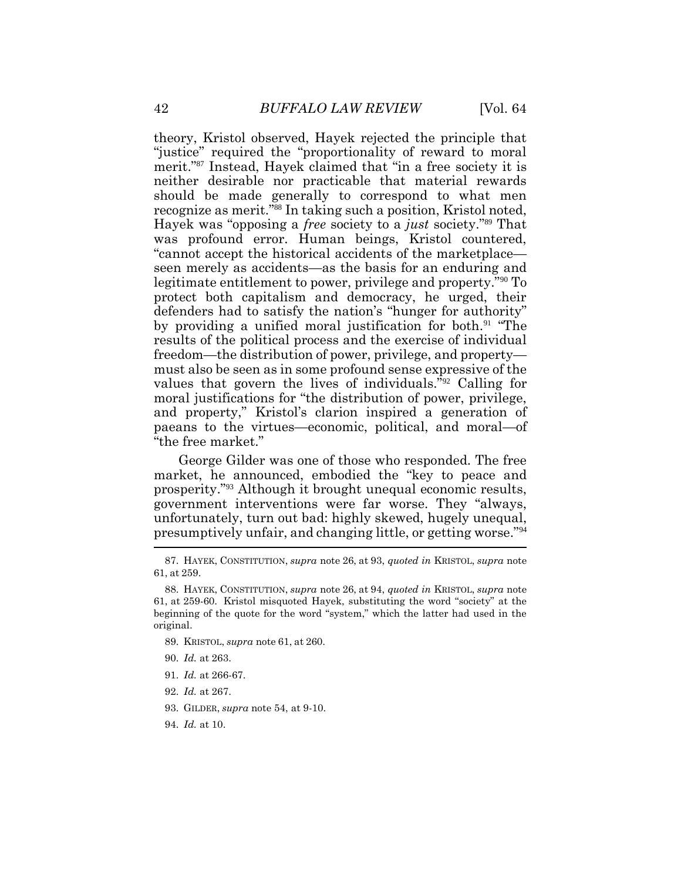theory, Kristol observed, Hayek rejected the principle that "justice" required the "proportionality of reward to moral merit."[87] Instead, Hayek claimed that "in a free society it is neither desirable nor practicable that material rewards should be made generally to correspond to what men recognize as merit."[88] In taking such a position, Kristol noted, Hayek was "opposing a *free* society to a *just* society."[89] That was profound error. Human beings, Kristol countered, "cannot accept the historical accidents of the marketplace—seen merely as accidents—as the basis for an enduring and legitimate entitlement to power, privilege and property."[90] To protect both capitalism and democracy, he urged, their defenders had to satisfy the nation's "hunger for authority" by providing a unified moral justification for both.[91] "The results of the political process and the exercise of individual freedom—the distribution of power, privilege, and property—must also be seen as in some profound sense expressive of the values that govern the lives of individuals."[92] Calling for moral justifications for "the distribution of power, privilege, and property," Kristol's clarion inspired a generation of paeans to the virtues—economic, political, and moral—of "the free market."

George Gilder was one of those who responded. The free market, he announced, embodied the "key to peace and prosperity."[93] Although it brought unequal economic results, government interventions were far worse. They "always, unfortunately, turn out bad: highly skewed, hugely unequal, presumptively unfair, and changing little, or getting worse."[94]

---

87. HAYEK, CONSTITUTION, *supra* note 26, at 93, *quoted in* KRISTOL, *supra* note 61, at 259.

88. HAYEK, CONSTITUTION, *supra* note 26, at 94, *quoted in* KRISTOL, *supra* note 61, at 259-60. Kristol misquoted Hayek, substituting the word "society" at the beginning of the quote for the word "system," which the latter had used in the original.

89. KRISTOL, *supra* note 61, at 260.

90. *Id.* at 263.

91. *Id.* at 266-67.

92. *Id.* at 267.

93. GILDER, *supra* note 54, at 9-10.

94. *Id.* at 10.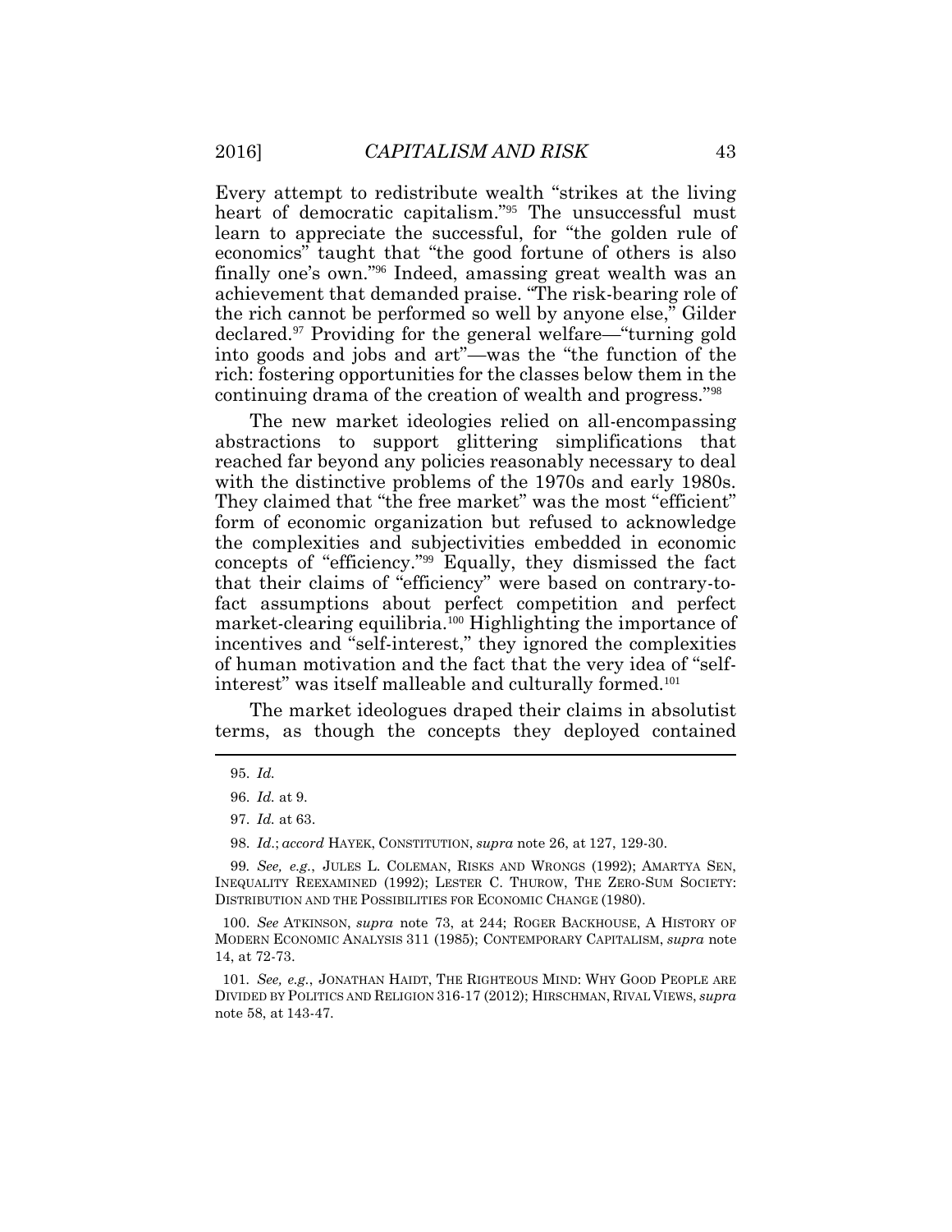Every attempt to redistribute wealth "strikes at the living heart of democratic capitalism."[95] The unsuccessful must learn to appreciate the successful, for "the golden rule of economics" taught that "the good fortune of others is also finally one's own."[96] Indeed, amassing great wealth was an achievement that demanded praise. "The risk-bearing role of the rich cannot be performed so well by anyone else," Gilder declared.[97] Providing for the general welfare—"turning gold into goods and jobs and art"—was the "the function of the rich: fostering opportunities for the classes below them in the continuing drama of the creation of wealth and progress."[98]

The new market ideologies relied on all-encompassing abstractions to support glittering simplifications that reached far beyond any policies reasonably necessary to deal with the distinctive problems of the 1970s and early 1980s. They claimed that "the free market" was the most "efficient" form of economic organization but refused to acknowledge the complexities and subjectivities embedded in economic concepts of "efficiency."[99] Equally, they dismissed the fact that their claims of "efficiency" were based on contrary-to-fact assumptions about perfect competition and perfect market-clearing equilibria.[100] Highlighting the importance of incentives and "self-interest," they ignored the complexities of human motivation and the fact that the very idea of "self-interest" was itself malleable and culturally formed.[101]

The market ideologues draped their claims in absolutist terms, as though the concepts they deployed contained

---

95. *Id.*

96. *Id.* at 9.

97. *Id.* at 63.

98. *Id.*; *accord* HAYEK, CONSTITUTION, *supra* note 26, at 127, 129-30.

99. *See, e.g.*, JULES L. COLEMAN, RISKS AND WRONGS (1992); AMARTYA SEN, INEQUALITY REEXAMINED (1992); LESTER C. THUROW, THE ZERO-SUM SOCIETY: DISTRIBUTION AND THE POSSIBILITIES FOR ECONOMIC CHANGE (1980).

100. *See* ATKINSON, *supra* note 73, at 244; ROGER BACKHOUSE, A HISTORY OF MODERN ECONOMIC ANALYSIS 311 (1985); CONTEMPORARY CAPITALISM, *supra* note 14, at 72-73.

101. *See, e.g.*, JONATHAN HAIDT, THE RIGHTEOUS MIND: WHY GOOD PEOPLE ARE DIVIDED BY POLITICS AND RELIGION 316-17 (2012); HIRSCHMAN, RIVAL VIEWS, *supra* note 58, at 143-47.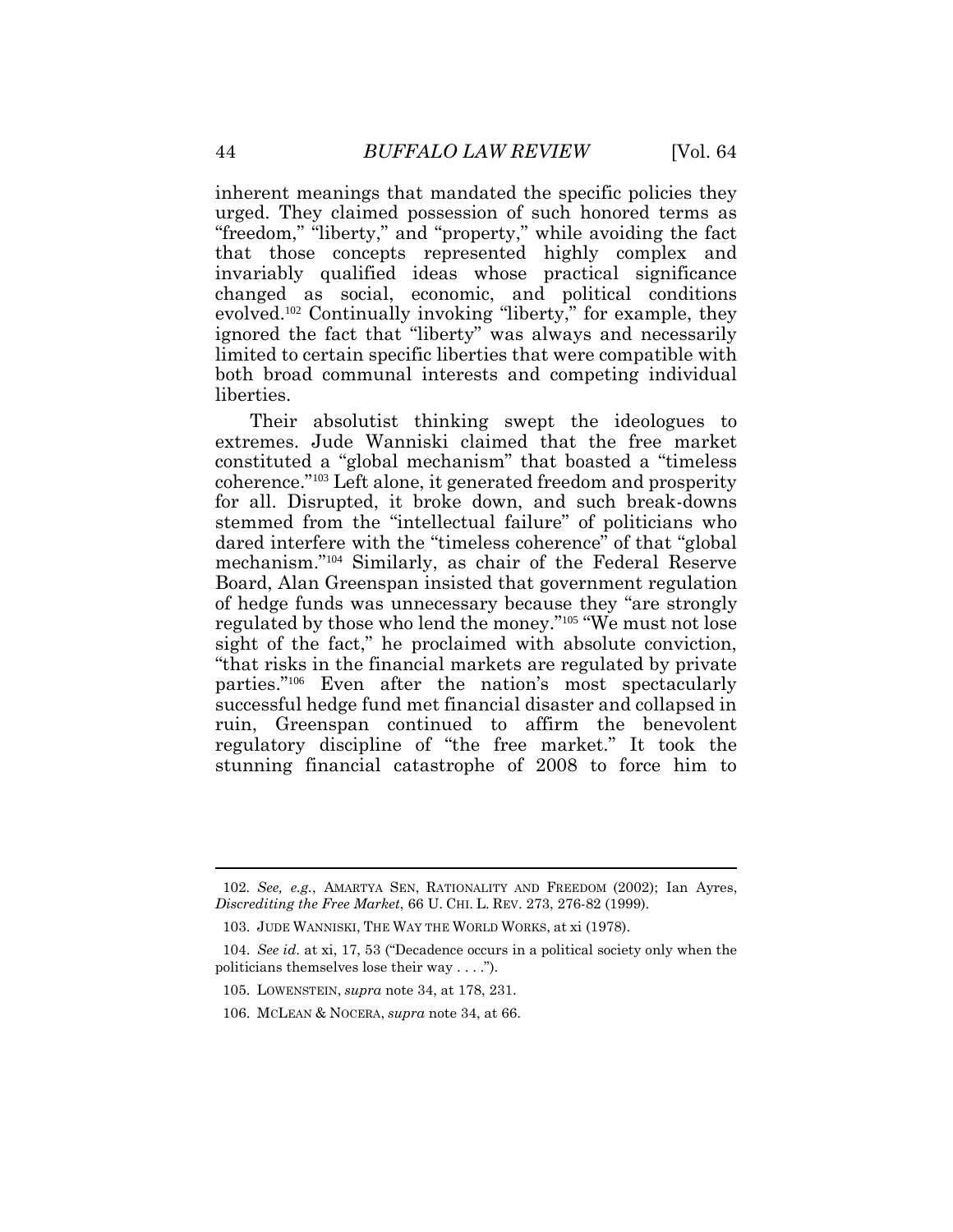inherent meanings that mandated the specific policies they urged. They claimed possession of such honored terms as "freedom," "liberty," and "property," while avoiding the fact that those concepts represented highly complex and invariably qualified ideas whose practical significance changed as social, economic, and political conditions evolved.[102] Continually invoking "liberty," for example, they ignored the fact that "liberty" was always and necessarily limited to certain specific liberties that were compatible with both broad communal interests and competing individual liberties.

Their absolutist thinking swept the ideologues to extremes. Jude Wanniski claimed that the free market constituted a "global mechanism" that boasted a "timeless coherence."[103] Left alone, it generated freedom and prosperity for all. Disrupted, it broke down, and such break-downs stemmed from the "intellectual failure" of politicians who dared interfere with the "timeless coherence" of that "global mechanism."[104] Similarly, as chair of the Federal Reserve Board, Alan Greenspan insisted that government regulation of hedge funds was unnecessary because they "are strongly regulated by those who lend the money."[105] "We must not lose sight of the fact," he proclaimed with absolute conviction, "that risks in the financial markets are regulated by private parties."[106] Even after the nation's most spectacularly successful hedge fund met financial disaster and collapsed in ruin, Greenspan continued to affirm the benevolent regulatory discipline of "the free market." It took the stunning financial catastrophe of 2008 to force him to

---

102. *See, e.g.*, AMARTYA SEN, RATIONALITY AND FREEDOM (2002); Ian Ayres, *Discrediting the Free Market*, 66 U. CHI. L. REV. 273, 276-82 (1999).

103. JUDE WANNISKI, THE WAY THE WORLD WORKS, at xi (1978).

104. *See id.* at xi, 17, 53 ("Decadence occurs in a political society only when the politicians themselves lose their way . . . .").

105. LOWENSTEIN, *supra* note 34, at 178, 231.

106. MCLEAN & NOCERA, *supra* note 34, at 66.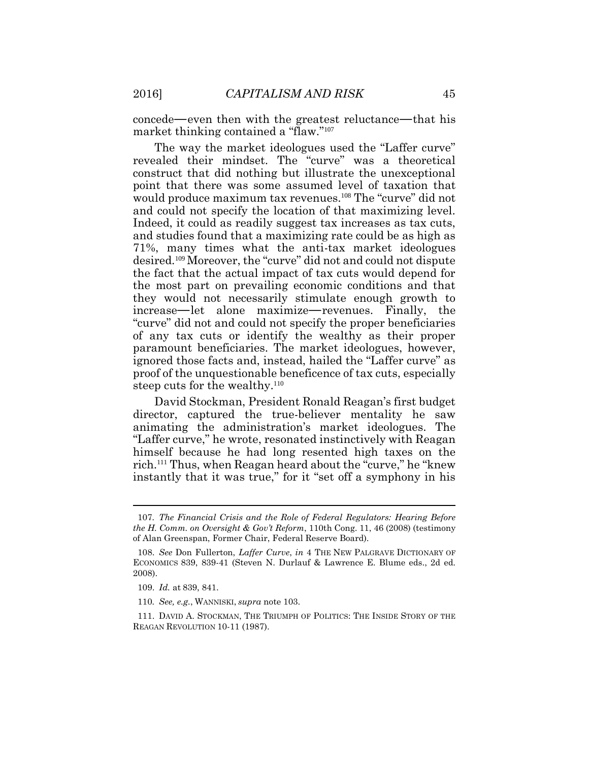concede—even then with the greatest reluctance—that his market thinking contained a "flaw."[107]

The way the market ideologues used the "Laffer curve" revealed their mindset. The "curve" was a theoretical construct that did nothing but illustrate the unexceptional point that there was some assumed level of taxation that would produce maximum tax revenues.[108] The "curve" did not and could not specify the location of that maximizing level. Indeed, it could as readily suggest tax increases as tax cuts, and studies found that a maximizing rate could be as high as 71%, many times what the anti-tax market ideologues desired.[109] Moreover, the "curve" did not and could not dispute the fact that the actual impact of tax cuts would depend for the most part on prevailing economic conditions and that they would not necessarily stimulate enough growth to increase—let alone maximize—revenues. Finally, the "curve" did not and could not specify the proper beneficiaries of any tax cuts or identify the wealthy as their proper paramount beneficiaries. The market ideologues, however, ignored those facts and, instead, hailed the "Laffer curve" as proof of the unquestionable beneficence of tax cuts, especially steep cuts for the wealthy.[110]

David Stockman, President Ronald Reagan's first budget director, captured the true-believer mentality he saw animating the administration's market ideologues. The "Laffer curve," he wrote, resonated instinctively with Reagan himself because he had long resented high taxes on the rich.[111] Thus, when Reagan heard about the "curve," he "knew instantly that it was true," for it "set off a symphony in his

---

107. *The Financial Crisis and the Role of Federal Regulators: Hearing Before the H. Comm. on Oversight & Gov't Reform*, 110th Cong. 11, 46 (2008) (testimony of Alan Greenspan, Former Chair, Federal Reserve Board).

108. *See* Don Fullerton, *Laffer Curve*, *in* 4 THE NEW PALGRAVE DICTIONARY OF ECONOMICS 839, 839-41 (Steven N. Durlauf & Lawrence E. Blume eds., 2d ed. 2008).

109. *Id.* at 839, 841.

110. *See, e.g.*, WANNISKI, *supra* note 103.

111. DAVID A. STOCKMAN, THE TRIUMPH OF POLITICS: THE INSIDE STORY OF THE REAGAN REVOLUTION 10-11 (1987).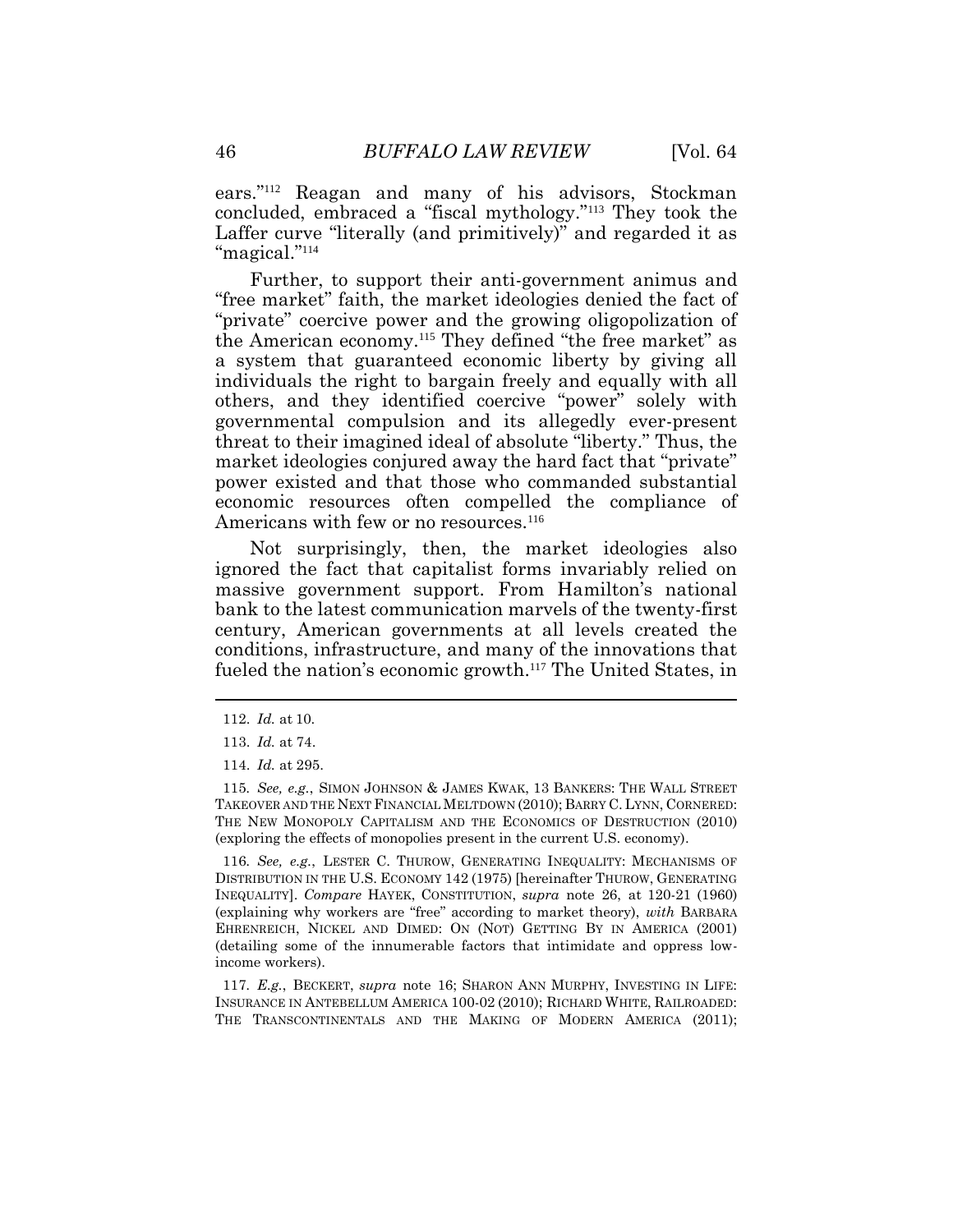ears."[112] Reagan and many of his advisors, Stockman concluded, embraced a "fiscal mythology."[113] They took the Laffer curve "literally (and primitively)" and regarded it as "magical."[114]

Further, to support their anti-government animus and "free market" faith, the market ideologies denied the fact of "private" coercive power and the growing oligopolization of the American economy.[115] They defined "the free market" as a system that guaranteed economic liberty by giving all individuals the right to bargain freely and equally with all others, and they identified coercive "power" solely with governmental compulsion and its allegedly ever-present threat to their imagined ideal of absolute "liberty." Thus, the market ideologies conjured away the hard fact that "private" power existed and that those who commanded substantial economic resources often compelled the compliance of Americans with few or no resources.[116]

Not surprisingly, then, the market ideologies also ignored the fact that capitalist forms invariably relied on massive government support. From Hamilton's national bank to the latest communication marvels of the twenty-first century, American governments at all levels created the conditions, infrastructure, and many of the innovations that fueled the nation's economic growth.[117] The United States, in

---

112. *Id.* at 10.

113. *Id.* at 74.

114. *Id.* at 295.

115. *See, e.g.*, SIMON JOHNSON & JAMES KWAK, 13 BANKERS: THE WALL STREET TAKEOVER AND THE NEXT FINANCIAL MELTDOWN (2010); BARRY C. LYNN, CORNERED: THE NEW MONOPOLY CAPITALISM AND THE ECONOMICS OF DESTRUCTION (2010) (exploring the effects of monopolies present in the current U.S. economy).

116. *See, e.g.*, LESTER C. THUROW, GENERATING INEQUALITY: MECHANISMS OF DISTRIBUTION IN THE U.S. ECONOMY 142 (1975) [hereinafter THUROW, GENERATING INEQUALITY]. *Compare* HAYEK, CONSTITUTION, *supra* note 26, at 120-21 (1960) (explaining why workers are "free" according to market theory), *with* BARBARA EHRENREICH, NICKEL AND DIMED: ON (NOT) GETTING BY IN AMERICA (2001) (detailing some of the innumerable factors that intimidate and oppress low-income workers).

117. *E.g.*, BECKERT, *supra* note 16; SHARON ANN MURPHY, INVESTING IN LIFE: INSURANCE IN ANTEBELLUM AMERICA 100-02 (2010); RICHARD WHITE, RAILROADED: THE TRANSCONTINENTALS AND THE MAKING OF MODERN AMERICA (2011);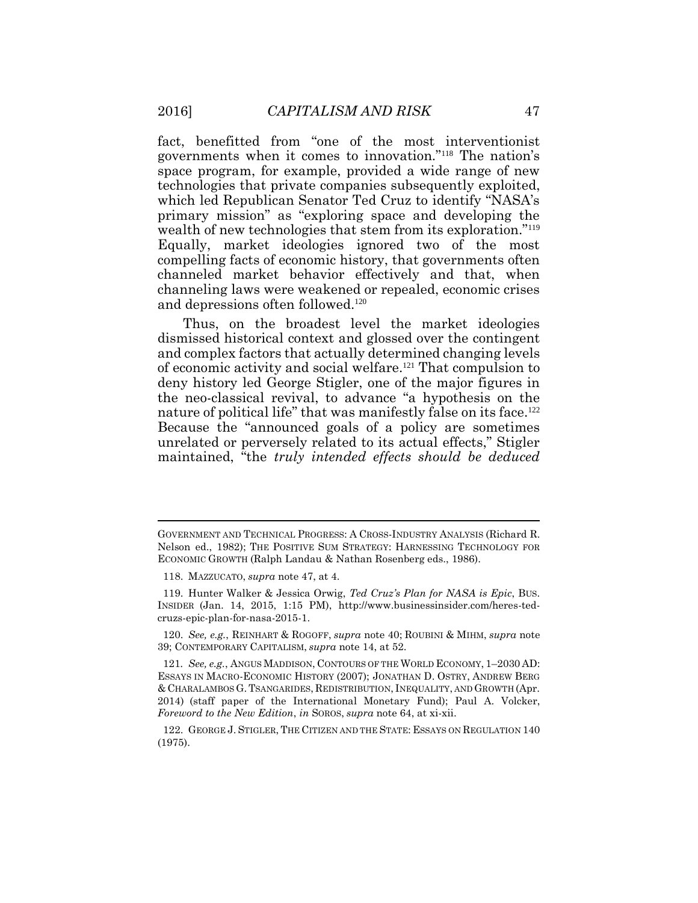fact, benefitted from "one of the most interventionist governments when it comes to innovation."[118] The nation's space program, for example, provided a wide range of new technologies that private companies subsequently exploited, which led Republican Senator Ted Cruz to identify "NASA's primary mission" as "exploring space and developing the wealth of new technologies that stem from its exploration."[119] Equally, market ideologies ignored two of the most compelling facts of economic history, that governments often channeled market behavior effectively and that, when channeling laws were weakened or repealed, economic crises and depressions often followed.[120]

Thus, on the broadest level the market ideologies dismissed historical context and glossed over the contingent and complex factors that actually determined changing levels of economic activity and social welfare.[121] That compulsion to deny history led George Stigler, one of the major figures in the neo-classical revival, to advance "a hypothesis on the nature of political life" that was manifestly false on its face.[122] Because the "announced goals of a policy are sometimes unrelated or perversely related to its actual effects," Stigler maintained, "the *truly intended effects should be deduced*

---

GOVERNMENT AND TECHNICAL PROGRESS: A CROSS-INDUSTRY ANALYSIS (Richard R. Nelson ed., 1982); THE POSITIVE SUM STRATEGY: HARNESSING TECHNOLOGY FOR ECONOMIC GROWTH (Ralph Landau & Nathan Rosenberg eds., 1986).

118. MAZZUCATO, *supra* note 47, at 4.

119. Hunter Walker & Jessica Orwig, *Ted Cruz's Plan for NASA is Epic*, BUS. INSIDER (Jan. 14, 2015, 1:15 PM), http://www.businessinsider.com/heres-ted-cruzs-epic-plan-for-nasa-2015-1.

120. *See, e.g.*, REINHART & ROGOFF, *supra* note 40; ROUBINI & MIHM, *supra* note 39; CONTEMPORARY CAPITALISM, *supra* note 14, at 52.

121. *See, e.g.*, ANGUS MADDISON, CONTOURS OF THE WORLD ECONOMY, 1–2030 AD: ESSAYS IN MACRO-ECONOMIC HISTORY (2007); JONATHAN D. OSTRY, ANDREW BERG & CHARALAMBOS G. TSANGARIDES, REDISTRIBUTION, INEQUALITY, AND GROWTH (Apr. 2014) (staff paper of the International Monetary Fund); Paul A. Volcker, *Foreword to the New Edition*, *in* SOROS, *supra* note 64, at xi-xii.

122. GEORGE J. STIGLER, THE CITIZEN AND THE STATE: ESSAYS ON REGULATION 140 (1975).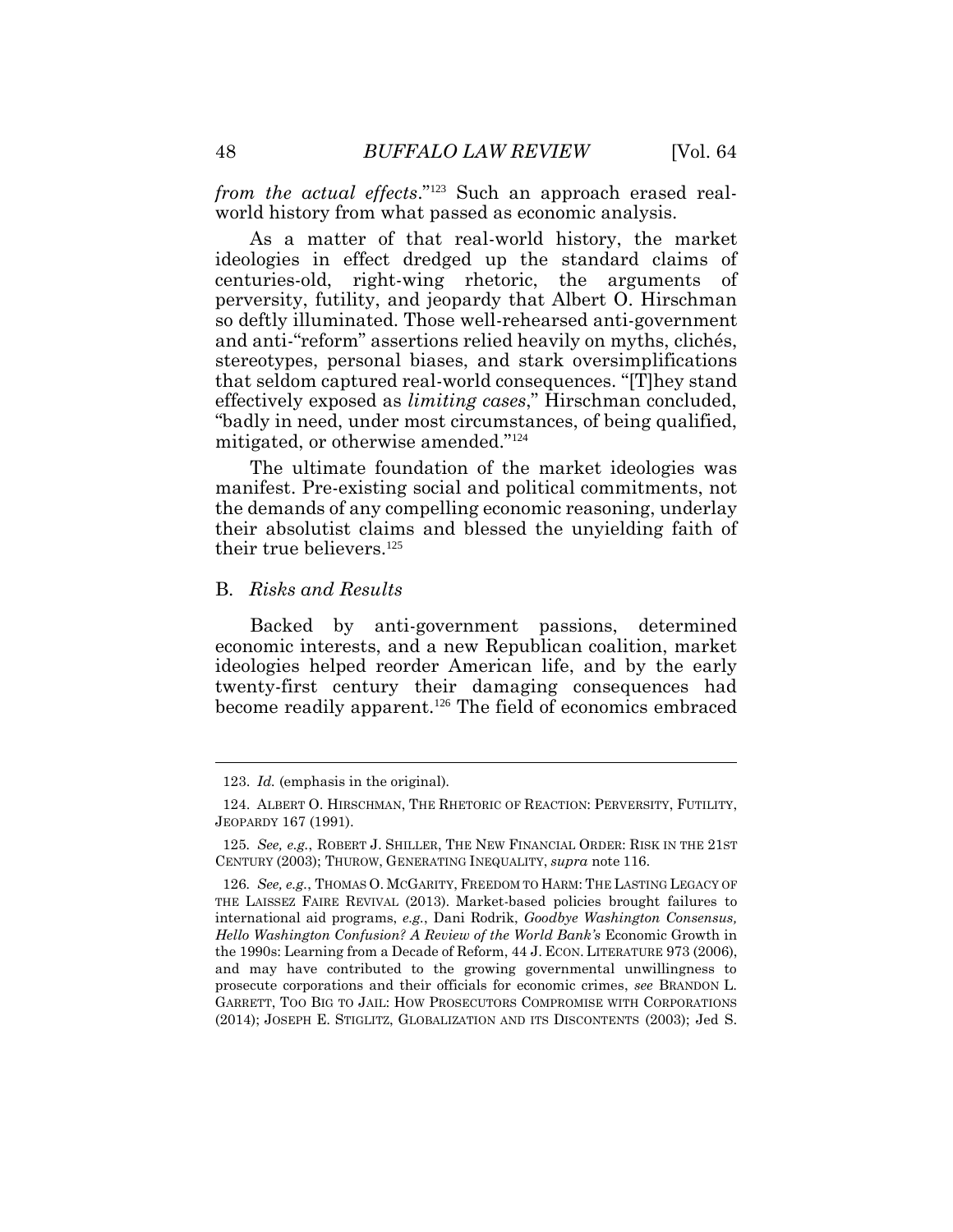*from the actual effects*."[123] Such an approach erased real-world history from what passed as economic analysis.

As a matter of that real-world history, the market ideologies in effect dredged up the standard claims of centuries-old, right-wing rhetoric, the arguments of perversity, futility, and jeopardy that Albert O. Hirschman so deftly illuminated. Those well-rehearsed anti-government and anti-"reform" assertions relied heavily on myths, clichés, stereotypes, personal biases, and stark oversimplifications that seldom captured real-world consequences. "[T]hey stand effectively exposed as *limiting cases*," Hirschman concluded, "badly in need, under most circumstances, of being qualified, mitigated, or otherwise amended."[124]

The ultimate foundation of the market ideologies was manifest. Pre-existing social and political commitments, not the demands of any compelling economic reasoning, underlay their absolutist claims and blessed the unyielding faith of their true believers.[125]

### B. *Risks and Results*

Backed by anti-government passions, determined economic interests, and a new Republican coalition, market ideologies helped reorder American life, and by the early twenty-first century their damaging consequences had become readily apparent.[126] The field of economics embraced

---

123. *Id.* (emphasis in the original).

124. ALBERT O. HIRSCHMAN, THE RHETORIC OF REACTION: PERVERSITY, FUTILITY, JEOPARDY 167 (1991).

125. *See, e.g.*, ROBERT J. SHILLER, THE NEW FINANCIAL ORDER: RISK IN THE 21ST CENTURY (2003); THUROW, GENERATING INEQUALITY, *supra* note 116.

126. *See, e.g.*, THOMAS O. MCGARITY, FREEDOM TO HARM: THE LASTING LEGACY OF THE LAISSEZ FAIRE REVIVAL (2013). Market-based policies brought failures to international aid programs, *e.g.*, Dani Rodrik, *Goodbye Washington Consensus, Hello Washington Confusion? A Review of the World Bank's* Economic Growth in the 1990s: Learning from a Decade of Reform, 44 J. ECON. LITERATURE 973 (2006), and may have contributed to the growing governmental unwillingness to prosecute corporations and their officials for economic crimes, *see* BRANDON L. GARRETT, TOO BIG TO JAIL: HOW PROSECUTORS COMPROMISE WITH CORPORATIONS (2014); JOSEPH E. STIGLITZ, GLOBALIZATION AND ITS DISCONTENTS (2003); Jed S.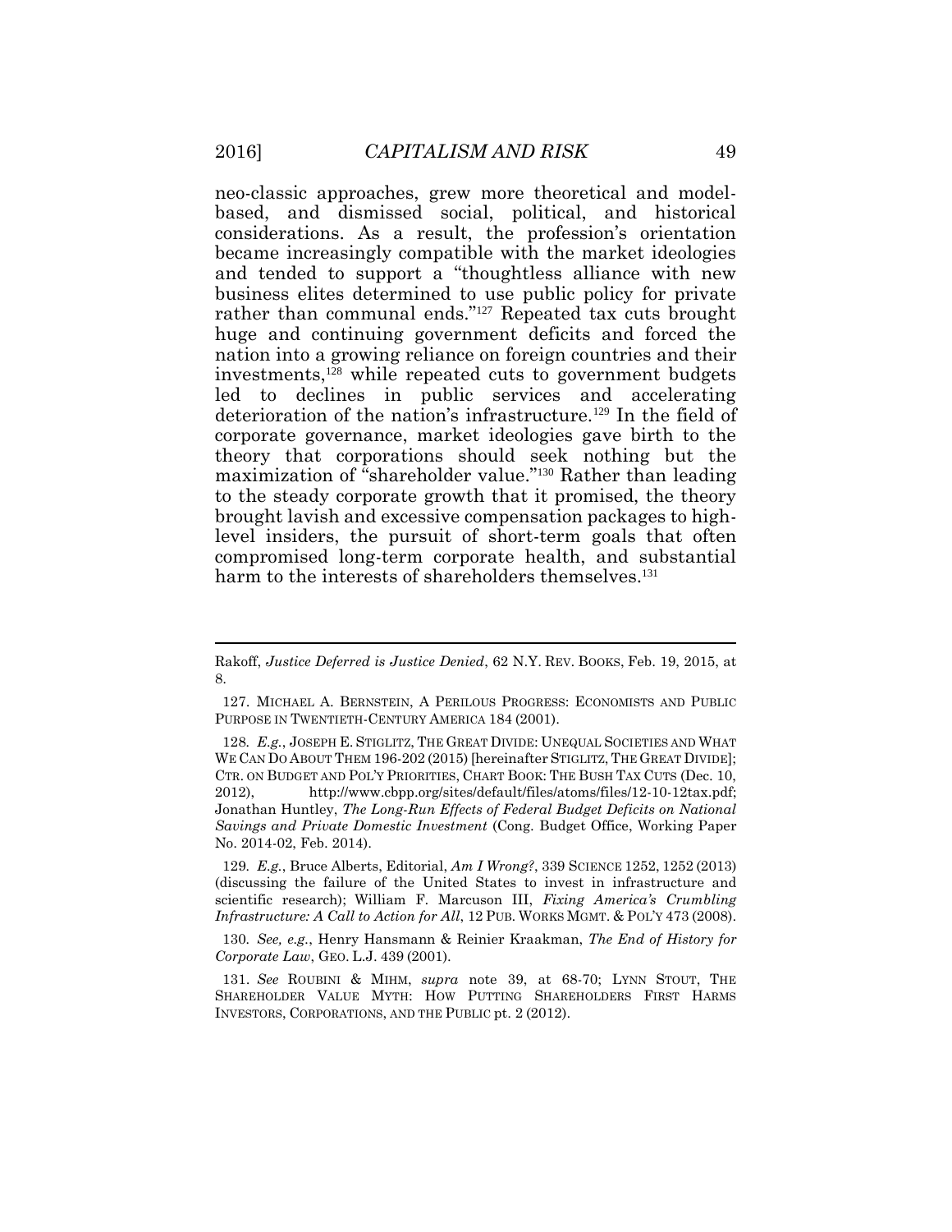neo-classic approaches, grew more theoretical and model-based, and dismissed social, political, and historical considerations. As a result, the profession's orientation became increasingly compatible with the market ideologies and tended to support a "thoughtless alliance with new business elites determined to use public policy for private rather than communal ends."[127] Repeated tax cuts brought huge and continuing government deficits and forced the nation into a growing reliance on foreign countries and their investments,[128] while repeated cuts to government budgets led to declines in public services and accelerating deterioration of the nation's infrastructure.[129] In the field of corporate governance, market ideologies gave birth to the theory that corporations should seek nothing but the maximization of "shareholder value."[130] Rather than leading to the steady corporate growth that it promised, the theory brought lavish and excessive compensation packages to high-level insiders, the pursuit of short-term goals that often compromised long-term corporate health, and substantial harm to the interests of shareholders themselves.[131]

---

Rakoff, *Justice Deferred is Justice Denied*, 62 N.Y. REV. BOOKS, Feb. 19, 2015, at 8.

127. MICHAEL A. BERNSTEIN, A PERILOUS PROGRESS: ECONOMISTS AND PUBLIC PURPOSE IN TWENTIETH-CENTURY AMERICA 184 (2001).

128. *E.g.*, JOSEPH E. STIGLITZ, THE GREAT DIVIDE: UNEQUAL SOCIETIES AND WHAT WE CAN DO ABOUT THEM 196-202 (2015) [hereinafter STIGLITZ, THE GREAT DIVIDE]; CTR. ON BUDGET AND POL'Y PRIORITIES, CHART BOOK: THE BUSH TAX CUTS (Dec. 10, 2012), http://www.cbpp.org/sites/default/files/atoms/files/12-10-12tax.pdf; Jonathan Huntley, *The Long-Run Effects of Federal Budget Deficits on National Savings and Private Domestic Investment* (Cong. Budget Office, Working Paper No. 2014-02, Feb. 2014).

129. *E.g.*, Bruce Alberts, Editorial, *Am I Wrong?*, 339 SCIENCE 1252, 1252 (2013) (discussing the failure of the United States to invest in infrastructure and scientific research); William F. Marcuson III, *Fixing America's Crumbling Infrastructure: A Call to Action for All*, 12 PUB. WORKS MGMT. & POL'Y 473 (2008).

130. *See, e.g.*, Henry Hansmann & Reinier Kraakman, *The End of History for Corporate Law*, GEO. L.J. 439 (2001).

131. *See* ROUBINI & MIHM, *supra* note 39, at 68-70; LYNN STOUT, THE SHAREHOLDER VALUE MYTH: HOW PUTTING SHAREHOLDERS FIRST HARMS INVESTORS, CORPORATIONS, AND THE PUBLIC pt. 2 (2012).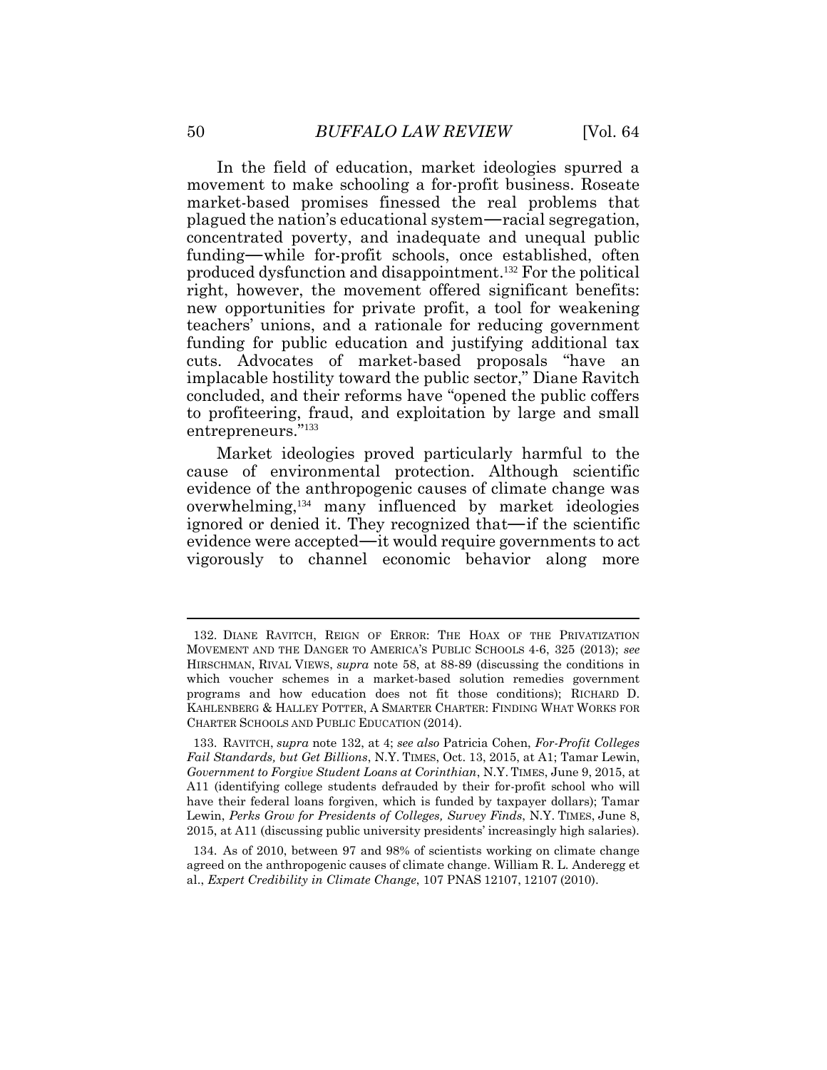In the field of education, market ideologies spurred a movement to make schooling a for-profit business. Roseate market-based promises finessed the real problems that plagued the nation's educational system—racial segregation, concentrated poverty, and inadequate and unequal public funding—while for-profit schools, once established, often produced dysfunction and disappointment.[132] For the political right, however, the movement offered significant benefits: new opportunities for private profit, a tool for weakening teachers' unions, and a rationale for reducing government funding for public education and justifying additional tax cuts. Advocates of market-based proposals "have an implacable hostility toward the public sector," Diane Ravitch concluded, and their reforms have "opened the public coffers to profiteering, fraud, and exploitation by large and small entrepreneurs."[133]

Market ideologies proved particularly harmful to the cause of environmental protection. Although scientific evidence of the anthropogenic causes of climate change was overwhelming,[134] many influenced by market ideologies ignored or denied it. They recognized that—if the scientific evidence were accepted—it would require governments to act vigorously to channel economic behavior along more

---

132. DIANE RAVITCH, REIGN OF ERROR: THE HOAX OF THE PRIVATIZATION MOVEMENT AND THE DANGER TO AMERICA'S PUBLIC SCHOOLS 4-6, 325 (2013); *see* HIRSCHMAN, RIVAL VIEWS, *supra* note 58, at 88-89 (discussing the conditions in which voucher schemes in a market-based solution remedies government programs and how education does not fit those conditions); RICHARD D. KAHLENBERG & HALLEY POTTER, A SMARTER CHARTER: FINDING WHAT WORKS FOR CHARTER SCHOOLS AND PUBLIC EDUCATION (2014).

133. RAVITCH, *supra* note 132, at 4; *see also* Patricia Cohen, *For-Profit Colleges Fail Standards, but Get Billions*, N.Y. TIMES, Oct. 13, 2015, at A1; Tamar Lewin, *Government to Forgive Student Loans at Corinthian*, N.Y. TIMES, June 9, 2015, at A11 (identifying college students defrauded by their for-profit school who will have their federal loans forgiven, which is funded by taxpayer dollars); Tamar Lewin, *Perks Grow for Presidents of Colleges, Survey Finds*, N.Y. TIMES, June 8, 2015, at A11 (discussing public university presidents' increasingly high salaries).

134. As of 2010, between 97 and 98% of scientists working on climate change agreed on the anthropogenic causes of climate change. William R. L. Anderegg et al., *Expert Credibility in Climate Change*, 107 PNAS 12107, 12107 (2010).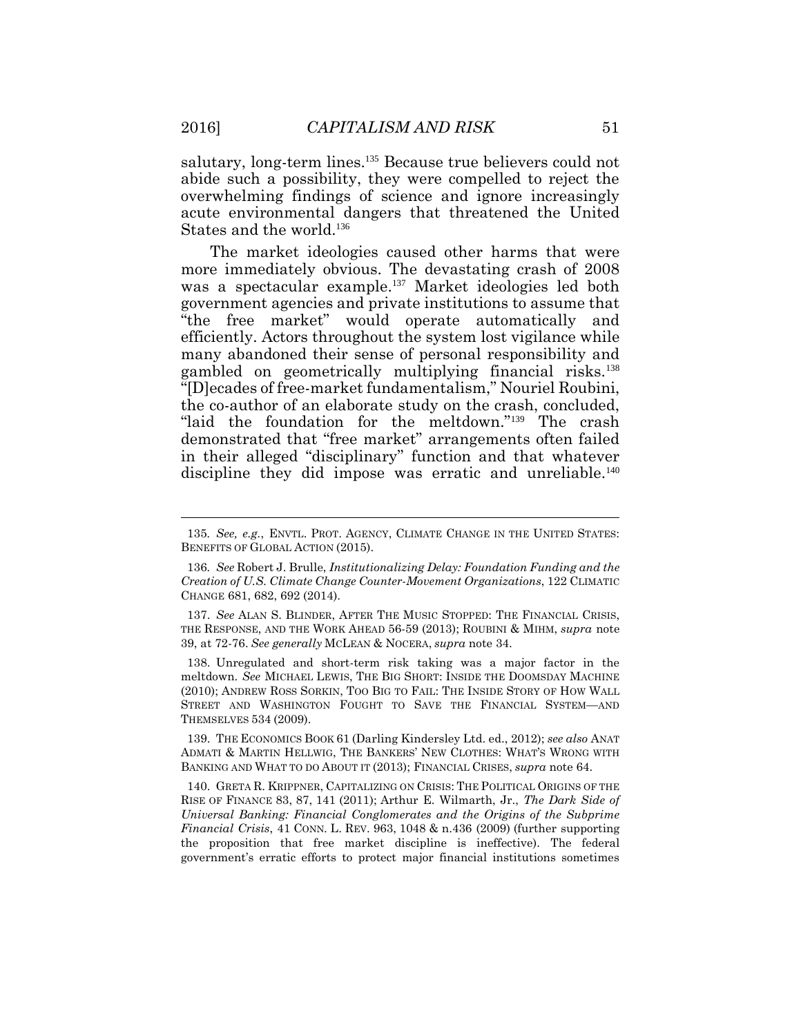salutary, long-term lines.[135] Because true believers could not abide such a possibility, they were compelled to reject the overwhelming findings of science and ignore increasingly acute environmental dangers that threatened the United States and the world.[136]

The market ideologies caused other harms that were more immediately obvious. The devastating crash of 2008 was a spectacular example.[137] Market ideologies led both government agencies and private institutions to assume that "the free market" would operate automatically and efficiently. Actors throughout the system lost vigilance while many abandoned their sense of personal responsibility and gambled on geometrically multiplying financial risks.[138] "[D]ecades of free-market fundamentalism," Nouriel Roubini, the co-author of an elaborate study on the crash, concluded, "laid the foundation for the meltdown."[139] The crash demonstrated that "free market" arrangements often failed in their alleged "disciplinary" function and that whatever discipline they did impose was erratic and unreliable.[140]

---

135. *See, e.g.*, ENVTL. PROT. AGENCY, CLIMATE CHANGE IN THE UNITED STATES: BENEFITS OF GLOBAL ACTION (2015).

136. *See* Robert J. Brulle, *Institutionalizing Delay: Foundation Funding and the Creation of U.S. Climate Change Counter-Movement Organizations*, 122 CLIMATIC CHANGE 681, 682, 692 (2014).

137. *See* ALAN S. BLINDER, AFTER THE MUSIC STOPPED: THE FINANCIAL CRISIS, THE RESPONSE, AND THE WORK AHEAD 56-59 (2013); ROUBINI & MIHM, *supra* note 39, at 72-76. *See generally* MCLEAN & NOCERA, *supra* note 34.

138. Unregulated and short-term risk taking was a major factor in the meltdown. *See* MICHAEL LEWIS, THE BIG SHORT: INSIDE THE DOOMSDAY MACHINE (2010); ANDREW ROSS SORKIN, TOO BIG TO FAIL: THE INSIDE STORY OF HOW WALL STREET AND WASHINGTON FOUGHT TO SAVE THE FINANCIAL SYSTEM—AND THEMSELVES 534 (2009).

139. THE ECONOMICS BOOK 61 (Darling Kindersley Ltd. ed., 2012); *see also* ANAT ADMATI & MARTIN HELLWIG, THE BANKERS' NEW CLOTHES: WHAT'S WRONG WITH BANKING AND WHAT TO DO ABOUT IT (2013); FINANCIAL CRISES, *supra* note 64.

140. GRETA R. KRIPPNER, CAPITALIZING ON CRISIS: THE POLITICAL ORIGINS OF THE RISE OF FINANCE 83, 87, 141 (2011); Arthur E. Wilmarth, Jr., *The Dark Side of Universal Banking: Financial Conglomerates and the Origins of the Subprime Financial Crisis*, 41 CONN. L. REV. 963, 1048 & n.436 (2009) (further supporting the proposition that free market discipline is ineffective). The federal government's erratic efforts to protect major financial institutions sometimes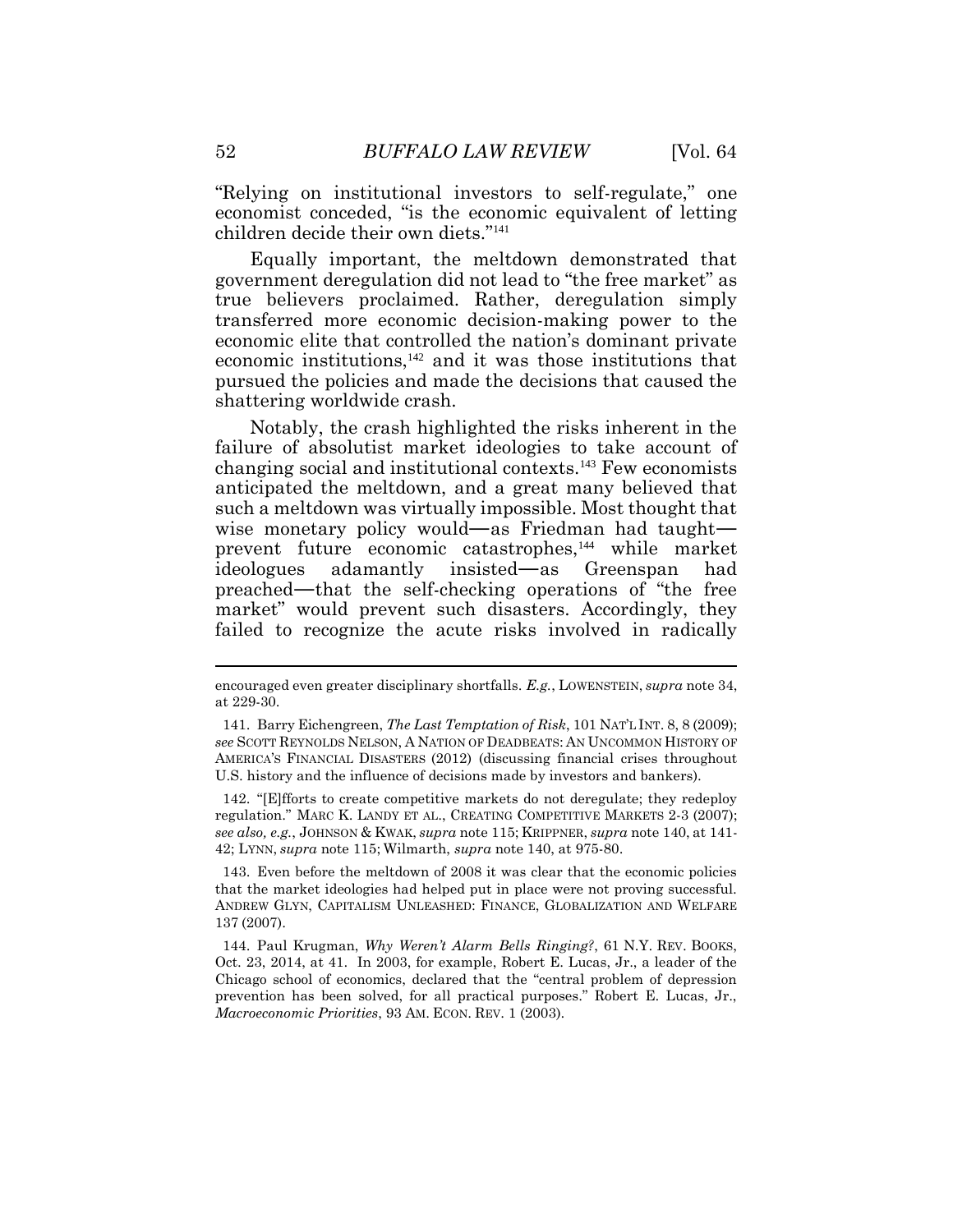"Relying on institutional investors to self-regulate," one economist conceded, "is the economic equivalent of letting children decide their own diets."[141]

Equally important, the meltdown demonstrated that government deregulation did not lead to "the free market" as true believers proclaimed. Rather, deregulation simply transferred more economic decision-making power to the economic elite that controlled the nation's dominant private economic institutions,[142] and it was those institutions that pursued the policies and made the decisions that caused the shattering worldwide crash.

Notably, the crash highlighted the risks inherent in the failure of absolutist market ideologies to take account of changing social and institutional contexts.[143] Few economists anticipated the meltdown, and a great many believed that such a meltdown was virtually impossible. Most thought that wise monetary policy would—as Friedman had taught—prevent future economic catastrophes,[144] while market ideologues adamantly insisted—as Greenspan had preached—that the self-checking operations of "the free market" would prevent such disasters. Accordingly, they failed to recognize the acute risks involved in radically

---

encouraged even greater disciplinary shortfalls. *E.g.*, LOWENSTEIN, *supra* note 34, at 229-30.

141. Barry Eichengreen, *The Last Temptation of Risk*, 101 NAT'L INT. 8, 8 (2009); *see* SCOTT REYNOLDS NELSON, A NATION OF DEADBEATS: AN UNCOMMON HISTORY OF AMERICA'S FINANCIAL DISASTERS (2012) (discussing financial crises throughout U.S. history and the influence of decisions made by investors and bankers).

142. "[E]fforts to create competitive markets do not deregulate; they redeploy regulation." MARC K. LANDY ET AL., CREATING COMPETITIVE MARKETS 2-3 (2007); *see also, e.g.*, JOHNSON & KWAK, *supra* note 115; KRIPPNER, *supra* note 140, at 141-42; LYNN, *supra* note 115; Wilmarth, *supra* note 140, at 975-80.

143. Even before the meltdown of 2008 it was clear that the economic policies that the market ideologies had helped put in place were not proving successful. ANDREW GLYN, CAPITALISM UNLEASHED: FINANCE, GLOBALIZATION AND WELFARE 137 (2007).

144. Paul Krugman, *Why Weren't Alarm Bells Ringing?*, 61 N.Y. REV. BOOKS, Oct. 23, 2014, at 41. In 2003, for example, Robert E. Lucas, Jr., a leader of the Chicago school of economics, declared that the "central problem of depression prevention has been solved, for all practical purposes." Robert E. Lucas, Jr., *Macroeconomic Priorities*, 93 AM. ECON. REV. 1 (2003).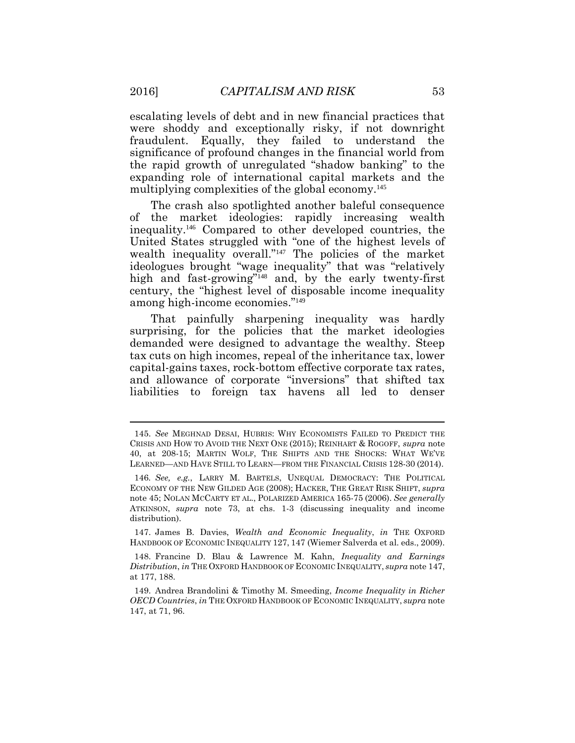escalating levels of debt and in new financial practices that were shoddy and exceptionally risky, if not downright fraudulent. Equally, they failed to understand the significance of profound changes in the financial world from the rapid growth of unregulated "shadow banking" to the expanding role of international capital markets and the multiplying complexities of the global economy.[145]

The crash also spotlighted another baleful consequence of the market ideologies: rapidly increasing wealth inequality.[146] Compared to other developed countries, the United States struggled with "one of the highest levels of wealth inequality overall."[147] The policies of the market ideologues brought "wage inequality" that was "relatively high and fast-growing"[148] and, by the early twenty-first century, the "highest level of disposable income inequality among high-income economies."[149]

That painfully sharpening inequality was hardly surprising, for the policies that the market ideologies demanded were designed to advantage the wealthy. Steep tax cuts on high incomes, repeal of the inheritance tax, lower capital-gains taxes, rock-bottom effective corporate tax rates, and allowance of corporate "inversions" that shifted tax liabilities to foreign tax havens all led to denser

---

145. *See* MEGHNAD DESAI, HUBRIS: WHY ECONOMISTS FAILED TO PREDICT THE CRISIS AND HOW TO AVOID THE NEXT ONE (2015); REINHART & ROGOFF, *supra* note 40, at 208-15; MARTIN WOLF, THE SHIFTS AND THE SHOCKS: WHAT WE'VE LEARNED—AND HAVE STILL TO LEARN—FROM THE FINANCIAL CRISIS 128-30 (2014).

146. *See, e.g.*, LARRY M. BARTELS, UNEQUAL DEMOCRACY: THE POLITICAL ECONOMY OF THE NEW GILDED AGE (2008); HACKER, THE GREAT RISK SHIFT, *supra* note 45; NOLAN MCCARTY ET AL., POLARIZED AMERICA 165-75 (2006). *See generally* ATKINSON, *supra* note 73, at chs. 1-3 (discussing inequality and income distribution).

147. James B. Davies, *Wealth and Economic Inequality*, *in* THE OXFORD HANDBOOK OF ECONOMIC INEQUALITY 127, 147 (Wiemer Salverda et al. eds., 2009).

148. Francine D. Blau & Lawrence M. Kahn, *Inequality and Earnings Distribution*, *in* THE OXFORD HANDBOOK OF ECONOMIC INEQUALITY, *supra* note 147, at 177, 188.

149. Andrea Brandolini & Timothy M. Smeeding, *Income Inequality in Richer OECD Countries*, *in* THE OXFORD HANDBOOK OF ECONOMIC INEQUALITY, *supra* note 147, at 71, 96.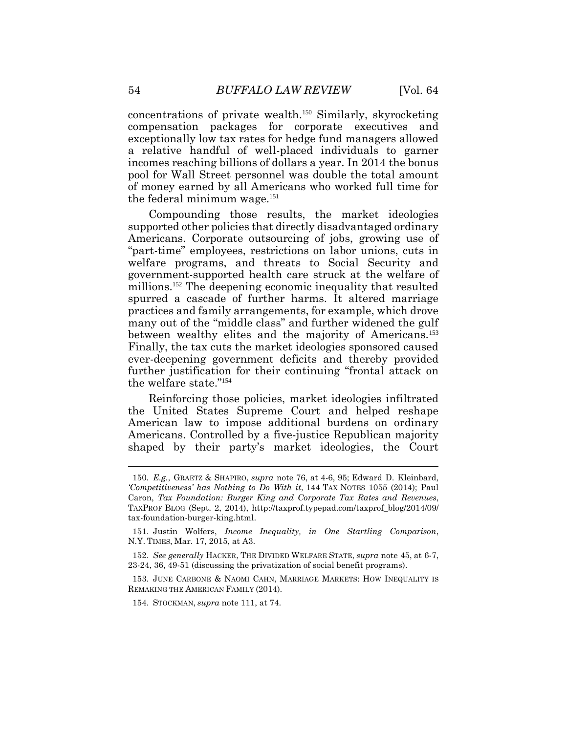concentrations of private wealth.[150] Similarly, skyrocketing compensation packages for corporate executives and exceptionally low tax rates for hedge fund managers allowed a relative handful of well-placed individuals to garner incomes reaching billions of dollars a year. In 2014 the bonus pool for Wall Street personnel was double the total amount of money earned by all Americans who worked full time for the federal minimum wage.[151]

Compounding those results, the market ideologies supported other policies that directly disadvantaged ordinary Americans. Corporate outsourcing of jobs, growing use of "part-time" employees, restrictions on labor unions, cuts in welfare programs, and threats to Social Security and government-supported health care struck at the welfare of millions.[152] The deepening economic inequality that resulted spurred a cascade of further harms. It altered marriage practices and family arrangements, for example, which drove many out of the "middle class" and further widened the gulf between wealthy elites and the majority of Americans.[153] Finally, the tax cuts the market ideologies sponsored caused ever-deepening government deficits and thereby provided further justification for their continuing "frontal attack on the welfare state."[154]

Reinforcing those policies, market ideologies infiltrated the United States Supreme Court and helped reshape American law to impose additional burdens on ordinary Americans. Controlled by a five-justice Republican majority shaped by their party's market ideologies, the Court

---

150. *E.g.*, GRAETZ & SHAPIRO, *supra* note 76, at 4-6, 95; Edward D. Kleinbard, *'Competitiveness' has Nothing to Do With it*, 144 TAX NOTES 1055 (2014); Paul Caron, *Tax Foundation: Burger King and Corporate Tax Rates and Revenues*, TAXPROF BLOG (Sept. 2, 2014), http://taxprof.typepad.com/taxprof_blog/2014/09/tax-foundation-burger-king.html.

151. Justin Wolfers, *Income Inequality, in One Startling Comparison*, N.Y. TIMES, Mar. 17, 2015, at A3.

152. *See generally* HACKER, THE DIVIDED WELFARE STATE, *supra* note 45, at 6-7, 23-24, 36, 49-51 (discussing the privatization of social benefit programs).

153. JUNE CARBONE & NAOMI CAHN, MARRIAGE MARKETS: HOW INEQUALITY IS REMAKING THE AMERICAN FAMILY (2014).

154. STOCKMAN, *supra* note 111, at 74.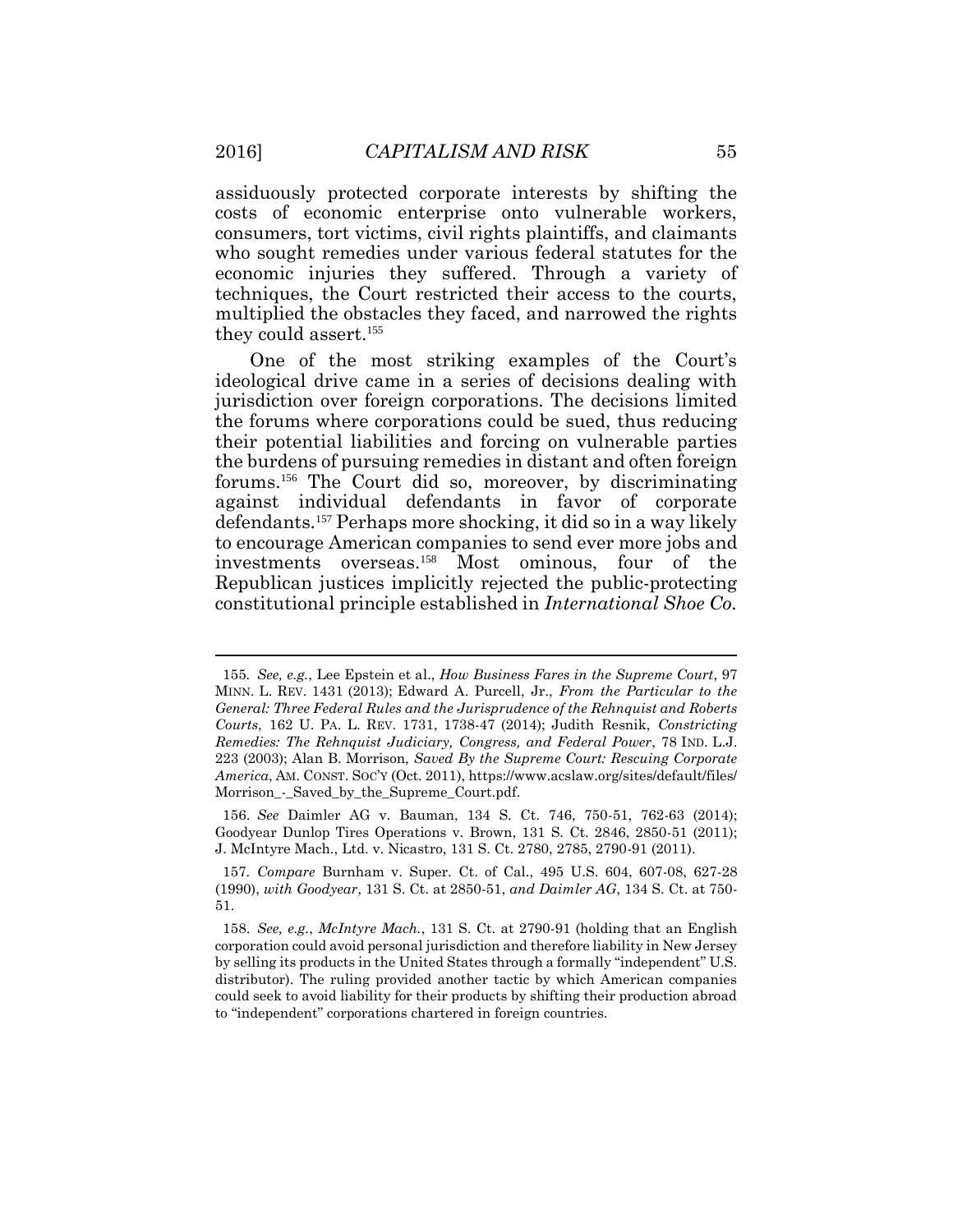assiduously protected corporate interests by shifting the costs of economic enterprise onto vulnerable workers, consumers, tort victims, civil rights plaintiffs, and claimants who sought remedies under various federal statutes for the economic injuries they suffered. Through a variety of techniques, the Court restricted their access to the courts, multiplied the obstacles they faced, and narrowed the rights they could assert.[155]

One of the most striking examples of the Court's ideological drive came in a series of decisions dealing with jurisdiction over foreign corporations. The decisions limited the forums where corporations could be sued, thus reducing their potential liabilities and forcing on vulnerable parties the burdens of pursuing remedies in distant and often foreign forums.[156] The Court did so, moreover, by discriminating against individual defendants in favor of corporate defendants.[157] Perhaps more shocking, it did so in a way likely to encourage American companies to send ever more jobs and investments overseas.[158] Most ominous, four of the Republican justices implicitly rejected the public-protecting constitutional principle established in *International Shoe Co.*

---

155. *See, e.g.*, Lee Epstein et al., *How Business Fares in the Supreme Court*, 97 MINN. L. REV. 1431 (2013); Edward A. Purcell, Jr., *From the Particular to the General: Three Federal Rules and the Jurisprudence of the Rehnquist and Roberts Courts*, 162 U. PA. L. REV. 1731, 1738-47 (2014); Judith Resnik, *Constricting Remedies: The Rehnquist Judiciary, Congress, and Federal Power*, 78 IND. L.J. 223 (2003); Alan B. Morrison, *Saved By the Supreme Court: Rescuing Corporate America*, AM. CONST. SOC'Y (Oct. 2011), https://www.acslaw.org/sites/default/files/Morrison_-_Saved_by_the_Supreme_Court.pdf.

156. *See* Daimler AG v. Bauman, 134 S. Ct. 746, 750-51, 762-63 (2014); Goodyear Dunlop Tires Operations v. Brown, 131 S. Ct. 2846, 2850-51 (2011); J. McIntyre Mach., Ltd. v. Nicastro, 131 S. Ct. 2780, 2785, 2790-91 (2011).

157. *Compare* Burnham v. Super. Ct. of Cal., 495 U.S. 604, 607-08, 627-28 (1990), *with Goodyear*, 131 S. Ct. at 2850-51, *and Daimler AG*, 134 S. Ct. at 750-51.

158. *See, e.g.*, *McIntyre Mach.*, 131 S. Ct. at 2790-91 (holding that an English corporation could avoid personal jurisdiction and therefore liability in New Jersey by selling its products in the United States through a formally "independent" U.S. distributor). The ruling provided another tactic by which American companies could seek to avoid liability for their products by shifting their production abroad to "independent" corporations chartered in foreign countries.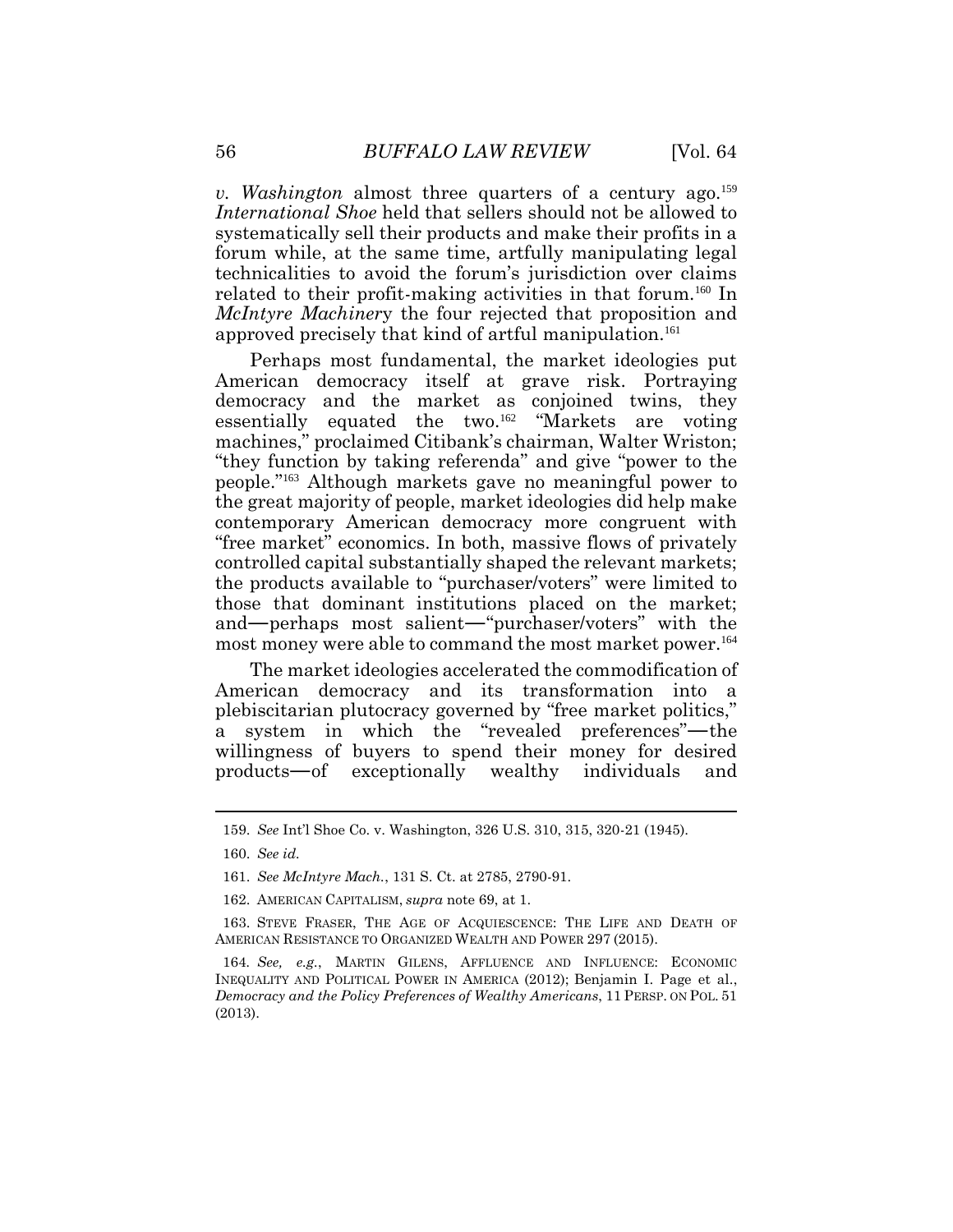*v. Washington* almost three quarters of a century ago.[159] *International Shoe* held that sellers should not be allowed to systematically sell their products and make their profits in a forum while, at the same time, artfully manipulating legal technicalities to avoid the forum's jurisdiction over claims related to their profit-making activities in that forum.[160] In *McIntyre Machinery* the four rejected that proposition and approved precisely that kind of artful manipulation.[161]

Perhaps most fundamental, the market ideologies put American democracy itself at grave risk. Portraying democracy and the market as conjoined twins, they essentially equated the two.[162] "Markets are voting machines," proclaimed Citibank's chairman, Walter Wriston; "they function by taking referenda" and give "power to the people."[163] Although markets gave no meaningful power to the great majority of people, market ideologies did help make contemporary American democracy more congruent with "free market" economics. In both, massive flows of privately controlled capital substantially shaped the relevant markets; the products available to "purchaser/voters" were limited to those that dominant institutions placed on the market; and—perhaps most salient—"purchaser/voters" with the most money were able to command the most market power.[164]

The market ideologies accelerated the commodification of American democracy and its transformation into a plebiscitarian plutocracy governed by "free market politics," a system in which the "revealed preferences"—the willingness of buyers to spend their money for desired products—of exceptionally wealthy individuals and

---

159. *See* Int'l Shoe Co. v. Washington, 326 U.S. 310, 315, 320-21 (1945).

160. *See id.*

161. *See McIntyre Mach.*, 131 S. Ct. at 2785, 2790-91.

162. AMERICAN CAPITALISM, *supra* note 69, at 1.

163. STEVE FRASER, THE AGE OF ACQUIESCENCE: THE LIFE AND DEATH OF AMERICAN RESISTANCE TO ORGANIZED WEALTH AND POWER 297 (2015).

164. *See, e.g.*, MARTIN GILENS, AFFLUENCE AND INFLUENCE: ECONOMIC INEQUALITY AND POLITICAL POWER IN AMERICA (2012); Benjamin I. Page et al., *Democracy and the Policy Preferences of Wealthy Americans*, 11 PERSP. ON POL. 51 (2013).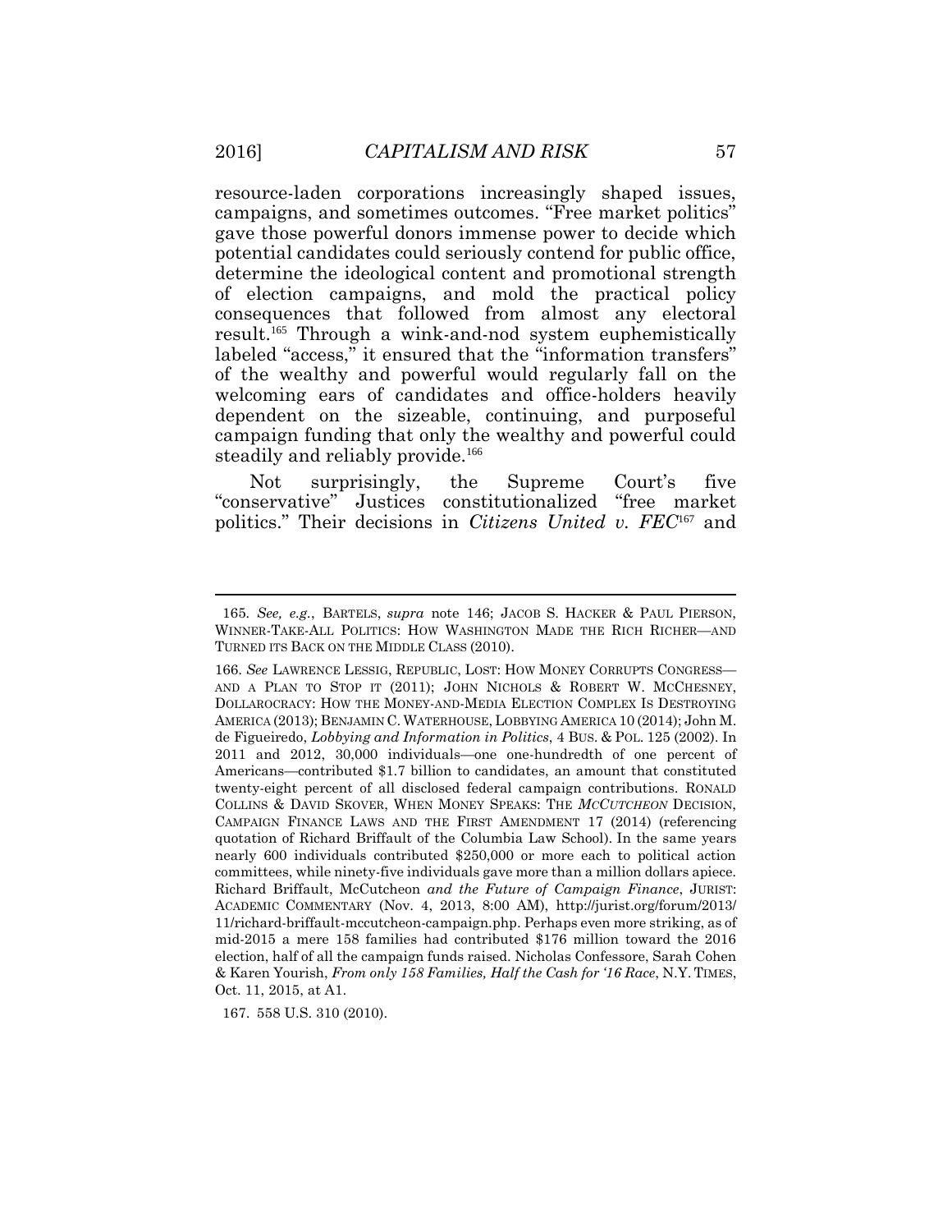resource-laden corporations increasingly shaped issues, campaigns, and sometimes outcomes. "Free market politics" gave those powerful donors immense power to decide which potential candidates could seriously contend for public office, determine the ideological content and promotional strength of election campaigns, and mold the practical policy consequences that followed from almost any electoral result.[165] Through a wink-and-nod system euphemistically labeled "access," it ensured that the "information transfers" of the wealthy and powerful would regularly fall on the welcoming ears of candidates and office-holders heavily dependent on the sizeable, continuing, and purposeful campaign funding that only the wealthy and powerful could steadily and reliably provide.[166]

Not surprisingly, the Supreme Court's five "conservative" Justices constitutionalized "free market politics." Their decisions in *Citizens United v. FEC*[167] and

---

165. *See, e.g.*, BARTELS, *supra* note 146; JACOB S. HACKER & PAUL PIERSON, WINNER-TAKE-ALL POLITICS: HOW WASHINGTON MADE THE RICH RICHER—AND TURNED ITS BACK ON THE MIDDLE CLASS (2010).

166. *See* LAWRENCE LESSIG, REPUBLIC, LOST: HOW MONEY CORRUPTS CONGRESS—AND A PLAN TO STOP IT (2011); JOHN NICHOLS & ROBERT W. MCCHESNEY, DOLLAROCRACY: HOW THE MONEY-AND-MEDIA ELECTION COMPLEX IS DESTROYING AMERICA (2013); BENJAMIN C. WATERHOUSE, LOBBYING AMERICA 10 (2014); John M. de Figueiredo, *Lobbying and Information in Politics*, 4 BUS. & POL. 125 (2002). In 2011 and 2012, 30,000 individuals—one one-hundredth of one percent of Americans—contributed $1.7 billion to candidates, an amount that constituted twenty-eight percent of all disclosed federal campaign contributions. RONALD COLLINS & DAVID SKOVER, WHEN MONEY SPEAKS: THE *MCCUTCHEON* DECISION, CAMPAIGN FINANCE LAWS AND THE FIRST AMENDMENT 17 (2014) (referencing quotation of Richard Briffault of the Columbia Law School). In the same years nearly 600 individuals contributed $250,000 or more each to political action committees, while ninety-five individuals gave more than a million dollars apiece. Richard Briffault, McCutcheon *and the Future of Campaign Finance*, JURIST: ACADEMIC COMMENTARY (Nov. 4, 2013, 8:00 AM), http://jurist.org/forum/2013/11/richard-briffault-mccutcheon-campaign.php. Perhaps even more striking, as of mid-2015 a mere 158 families had contributed $176 million toward the 2016 election, half of all the campaign funds raised. Nicholas Confessore, Sarah Cohen & Karen Yourish, *From only 158 Families, Half the Cash for '16 Race*, N.Y. TIMES, Oct. 11, 2015, at A1.

167. 558 U.S. 310 (2010).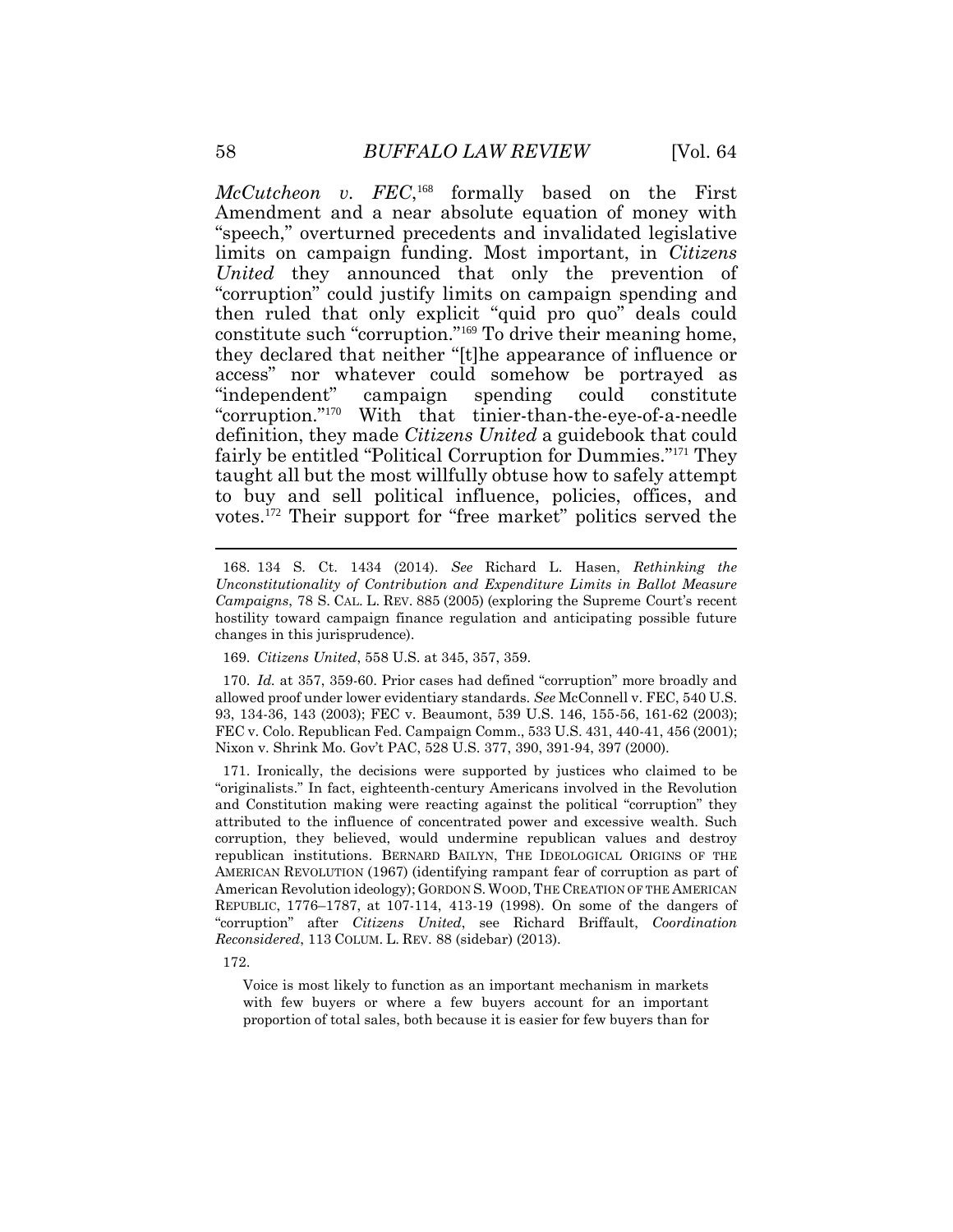*McCutcheon v. FEC*,[168] formally based on the First Amendment and a near absolute equation of money with "speech," overturned precedents and invalidated legislative limits on campaign funding. Most important, in *Citizens United* they announced that only the prevention of "corruption" could justify limits on campaign spending and then ruled that only explicit "quid pro quo" deals could constitute such "corruption."[169] To drive their meaning home, they declared that neither "[t]he appearance of influence or access" nor whatever could somehow be portrayed as "independent" campaign spending could constitute "corruption."[170] With that tinier-than-the-eye-of-a-needle definition, they made *Citizens United* a guidebook that could fairly be entitled "Political Corruption for Dummies."[171] They taught all but the most willfully obtuse how to safely attempt to buy and sell political influence, policies, offices, and votes.[172] Their support for "free market" politics served the

---

168. 134 S. Ct. 1434 (2014). *See* Richard L. Hasen, *Rethinking the Unconstitutionality of Contribution and Expenditure Limits in Ballot Measure Campaigns*, 78 S. CAL. L. REV. 885 (2005) (exploring the Supreme Court's recent hostility toward campaign finance regulation and anticipating possible future changes in this jurisprudence).

169. *Citizens United*, 558 U.S. at 345, 357, 359.

170. *Id.* at 357, 359-60. Prior cases had defined "corruption" more broadly and allowed proof under lower evidentiary standards. *See* McConnell v. FEC, 540 U.S. 93, 134-36, 143 (2003); FEC v. Beaumont, 539 U.S. 146, 155-56, 161-62 (2003); FEC v. Colo. Republican Fed. Campaign Comm., 533 U.S. 431, 440-41, 456 (2001); Nixon v. Shrink Mo. Gov't PAC, 528 U.S. 377, 390, 391-94, 397 (2000).

171. Ironically, the decisions were supported by justices who claimed to be "originalists." In fact, eighteenth-century Americans involved in the Revolution and Constitution making were reacting against the political "corruption" they attributed to the influence of concentrated power and excessive wealth. Such corruption, they believed, would undermine republican values and destroy republican institutions. BERNARD BAILYN, THE IDEOLOGICAL ORIGINS OF THE AMERICAN REVOLUTION (1967) (identifying rampant fear of corruption as part of American Revolution ideology); GORDON S. WOOD, THE CREATION OF THE AMERICAN REPUBLIC, 1776–1787, at 107-114, 413-19 (1998). On some of the dangers of "corruption" after *Citizens United*, see Richard Briffault, *Coordination Reconsidered*, 113 COLUM. L. REV. 88 (sidebar) (2013).

172.

> Voice is most likely to function as an important mechanism in markets with few buyers or where a few buyers account for an important proportion of total sales, both because it is easier for few buyers than for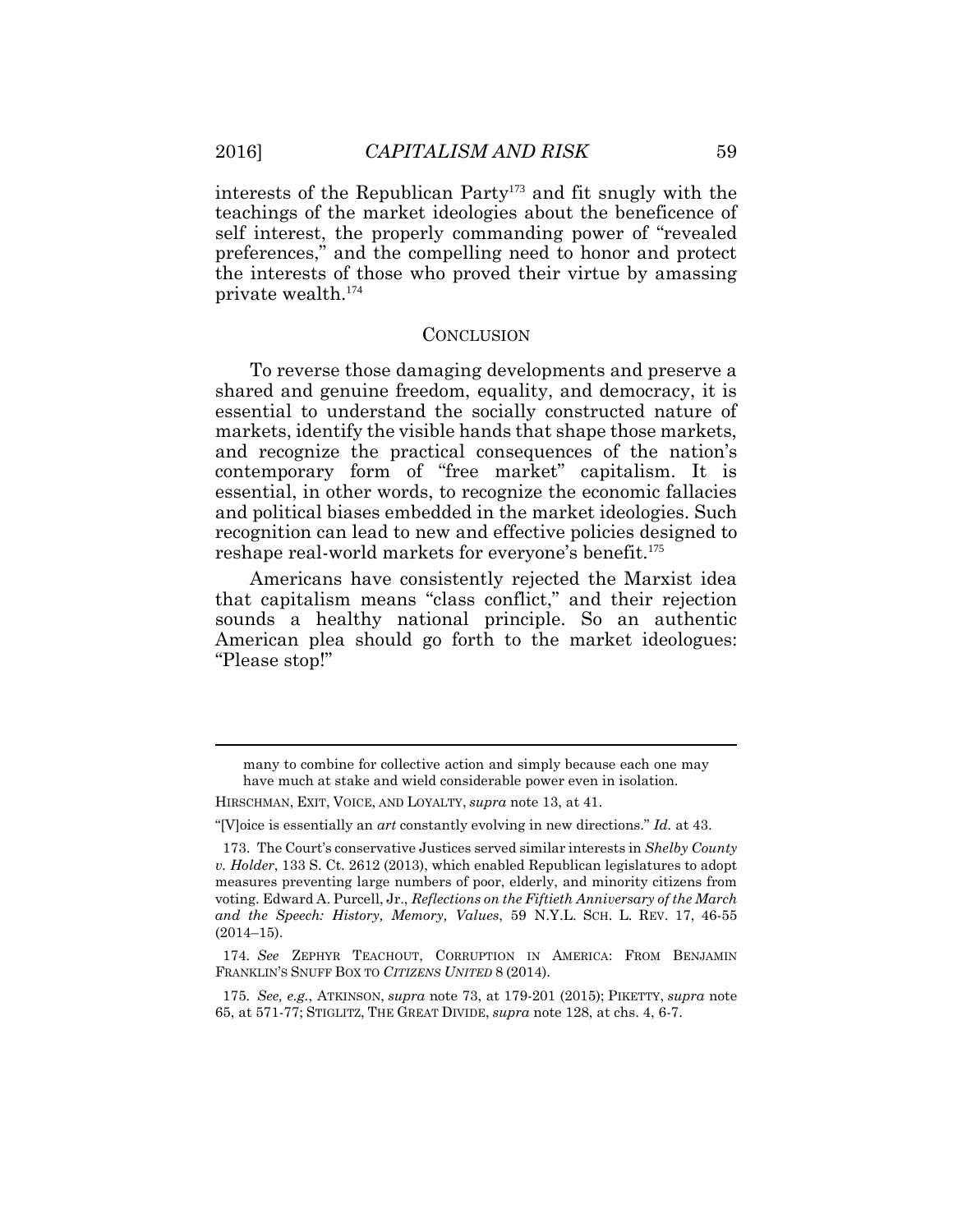interests of the Republican Party[173] and fit snugly with the teachings of the market ideologies about the beneficence of self interest, the properly commanding power of "revealed preferences," and the compelling need to honor and protect the interests of those who proved their virtue by amassing private wealth.[174]

## CONCLUSION

To reverse those damaging developments and preserve a shared and genuine freedom, equality, and democracy, it is essential to understand the socially constructed nature of markets, identify the visible hands that shape those markets, and recognize the practical consequences of the nation's contemporary form of "free market" capitalism. It is essential, in other words, to recognize the economic fallacies and political biases embedded in the market ideologies. Such recognition can lead to new and effective policies designed to reshape real-world markets for everyone's benefit.[175]

Americans have consistently rejected the Marxist idea that capitalism means "class conflict," and their rejection sounds a healthy national principle. So an authentic American plea should go forth to the market ideologues: "Please stop!"

---

> many to combine for collective action and simply because each one may have much at stake and wield considerable power even in isolation.

HIRSCHMAN, EXIT, VOICE, AND LOYALTY, *supra* note 13, at 41.

"[V]oice is essentially an *art* constantly evolving in new directions." *Id.* at 43.

173. The Court's conservative Justices served similar interests in *Shelby County v. Holder*, 133 S. Ct. 2612 (2013), which enabled Republican legislatures to adopt measures preventing large numbers of poor, elderly, and minority citizens from voting. Edward A. Purcell, Jr., *Reflections on the Fiftieth Anniversary of the March and the Speech: History, Memory, Values*, 59 N.Y.L. SCH. L. REV. 17, 46-55 (2014–15).

174. *See* ZEPHYR TEACHOUT, CORRUPTION IN AMERICA: FROM BENJAMIN FRANKLIN'S SNUFF BOX TO *CITIZENS UNITED* 8 (2014).

175. *See, e.g.*, ATKINSON, *supra* note 73, at 179-201 (2015); PIKETTY, *supra* note 65, at 571-77; STIGLITZ, THE GREAT DIVIDE, *supra* note 128, at chs. 4, 6-7.